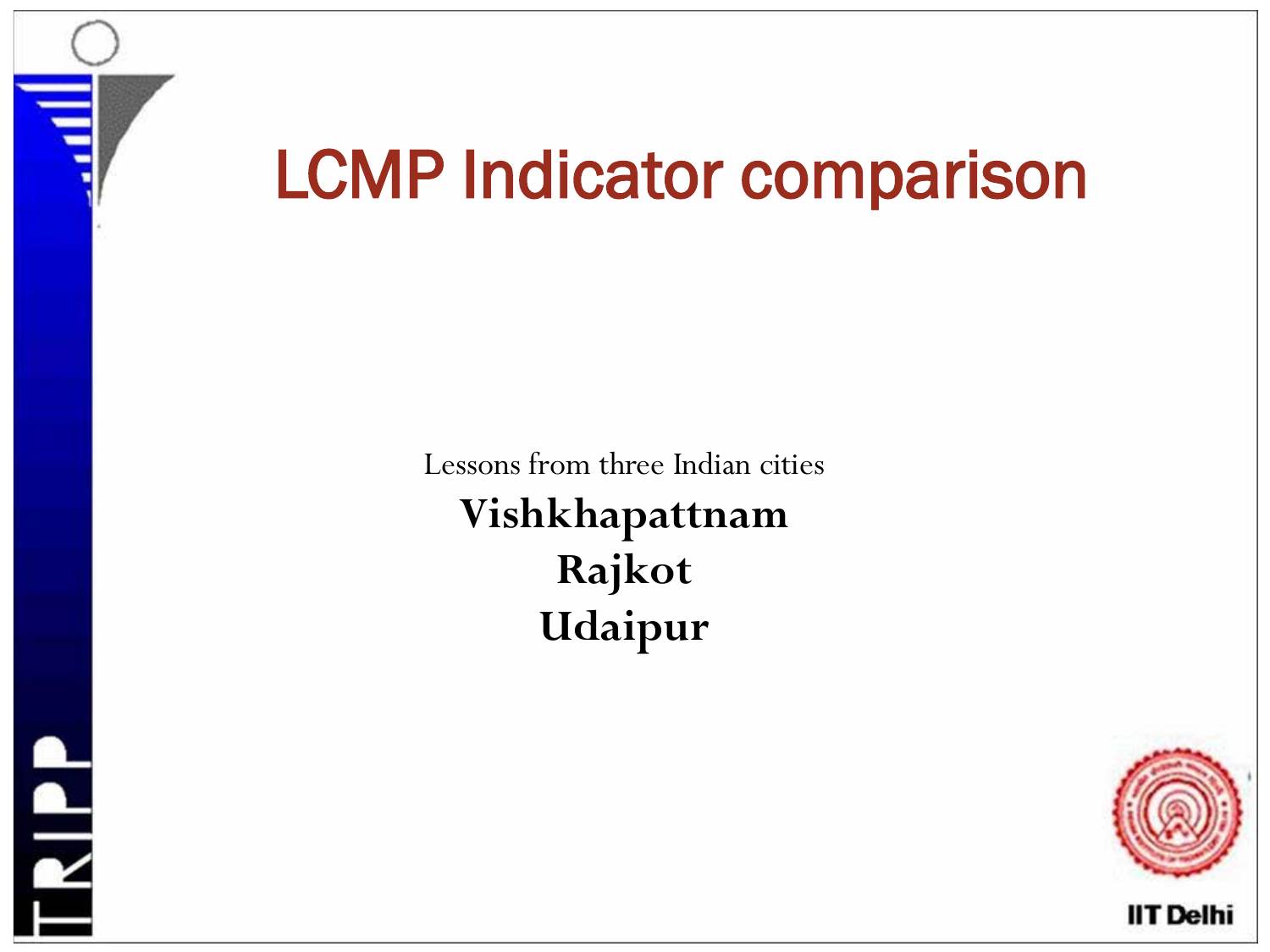# LCMP Indicator comparison

Lessons from three Indian cities

**Vishkhapattnam**

**Rajkot**

**Udaipur**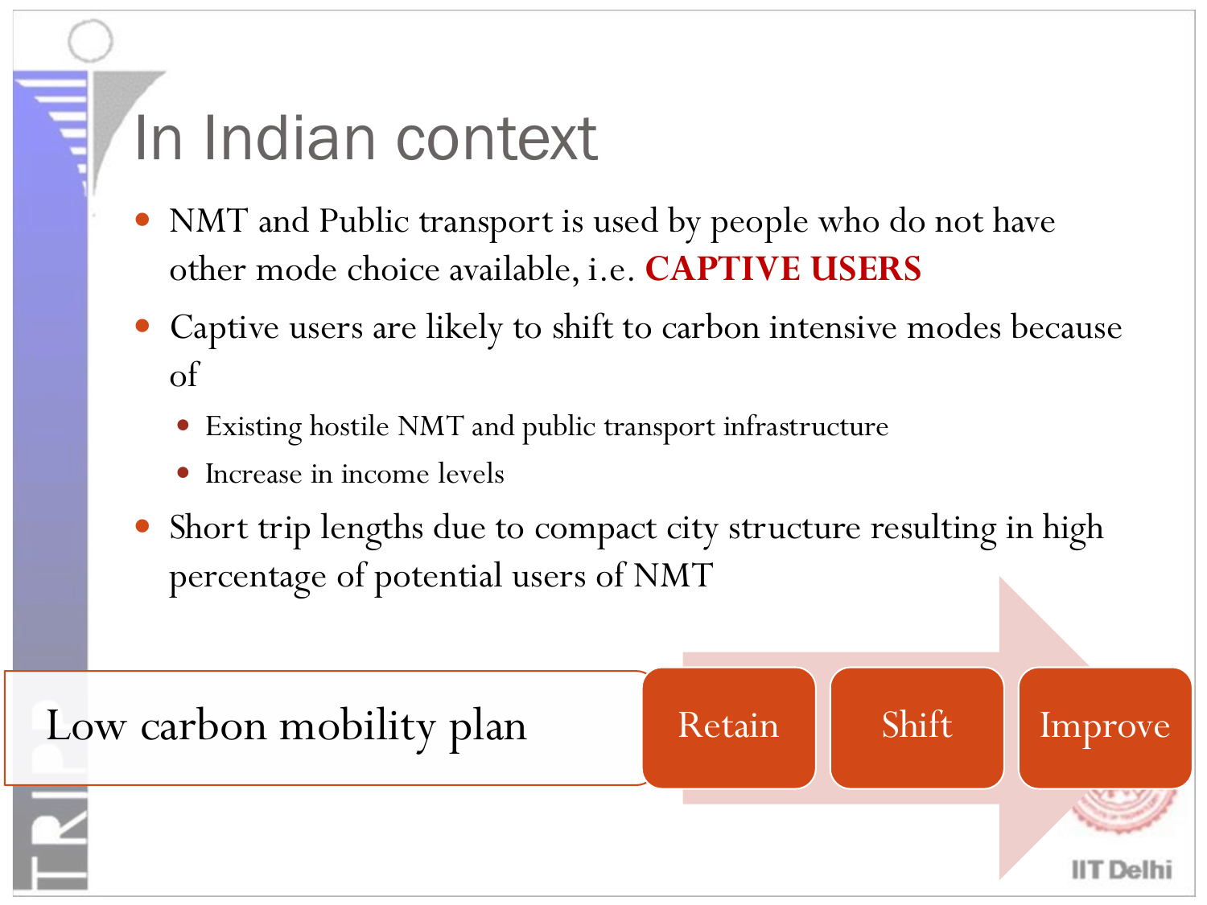# In Indian context

- NMT and Public transport is used by people who do not have other mode choice available, i.e. **CAPTIVE USERS**
- Captive users are likely to shift to carbon intensive modes because of
  - Existing hostile NMT and public transport infrastructure
  - Increase in income levels
- Short trip lengths due to compact city structure resulting in high percentage of potential users of NMT

Low carbon mobility plan

Retain → Shift → Improve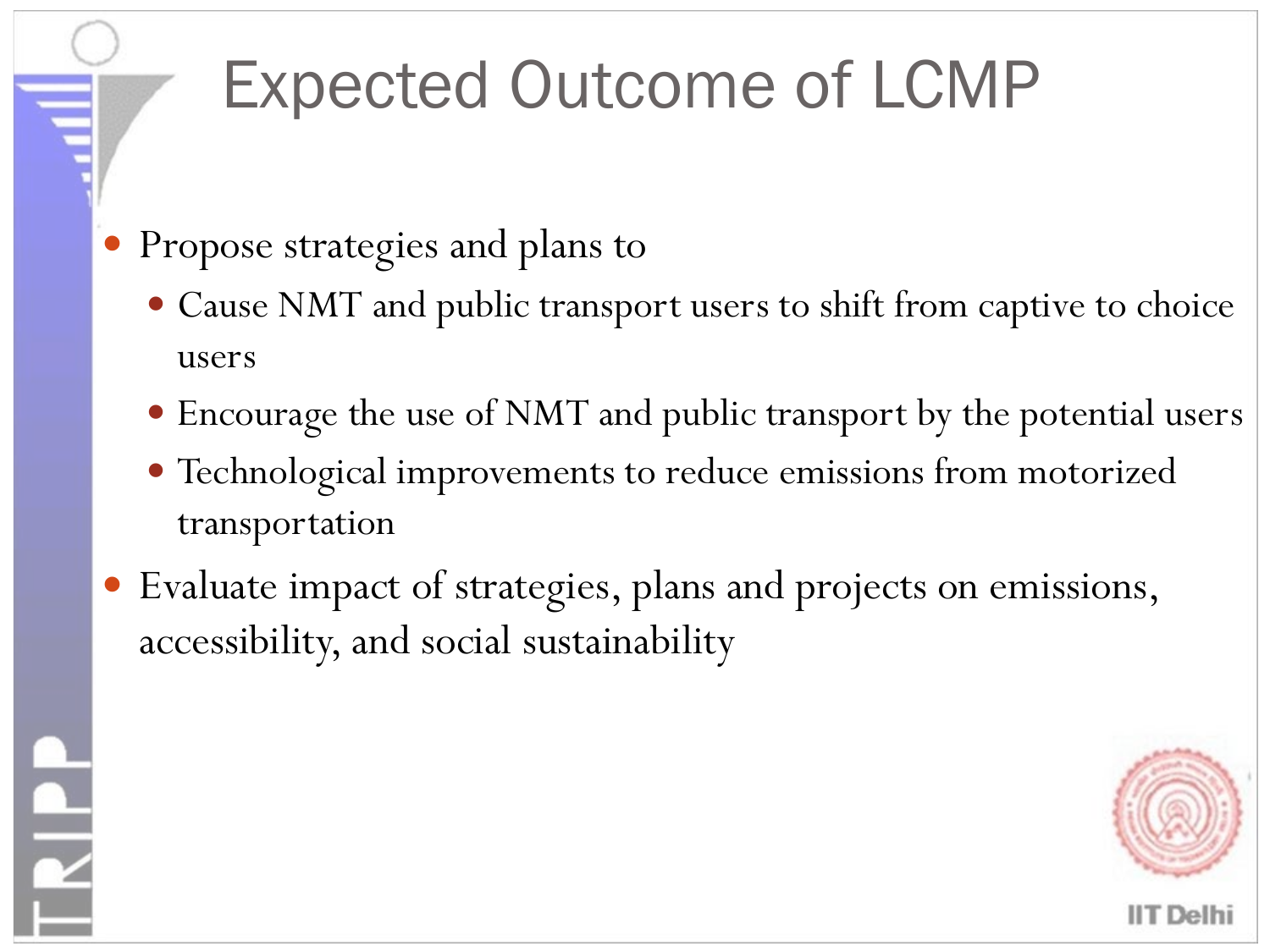# Expected Outcome of LCMP

- Propose strategies and plans to
  - Cause NMT and public transport users to shift from captive to choice users
  - Encourage the use of NMT and public transport by the potential users
  - Technological improvements to reduce emissions from motorized transportation
- Evaluate impact of strategies, plans and projects on emissions, accessibility, and social sustainability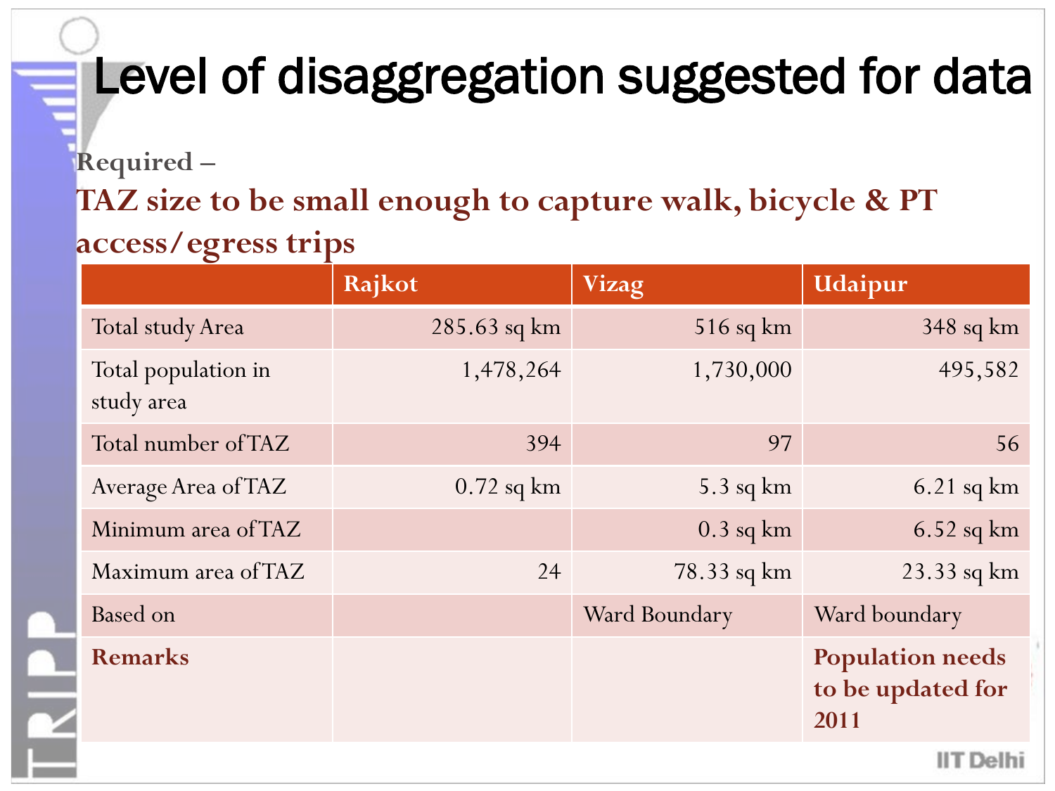# Level of disaggregation suggested for data

Required –

**TAZ size to be small enough to capture walk, bicycle & PT access/egress trips**

| | Rajkot | Vizag | Udaipur |
|---|---|---|---|
| Total study Area | 285.63 sq km | 516 sq km | 348 sq km |
| Total population in study area | 1,478,264 | 1,730,000 | 495,582 |
| Total number of TAZ | 394 | 97 | 56 |
| Average Area of TAZ | 0.72 sq km | 5.3 sq km | 6.21 sq km |
| Minimum area of TAZ | | 0.3 sq km | 6.52 sq km |
| Maximum area of TAZ | 24 | 78.33 sq km | 23.33 sq km |
| Based on | | Ward Boundary | Ward boundary |
| **Remarks** | | | **Population needs to be updated for 2011** |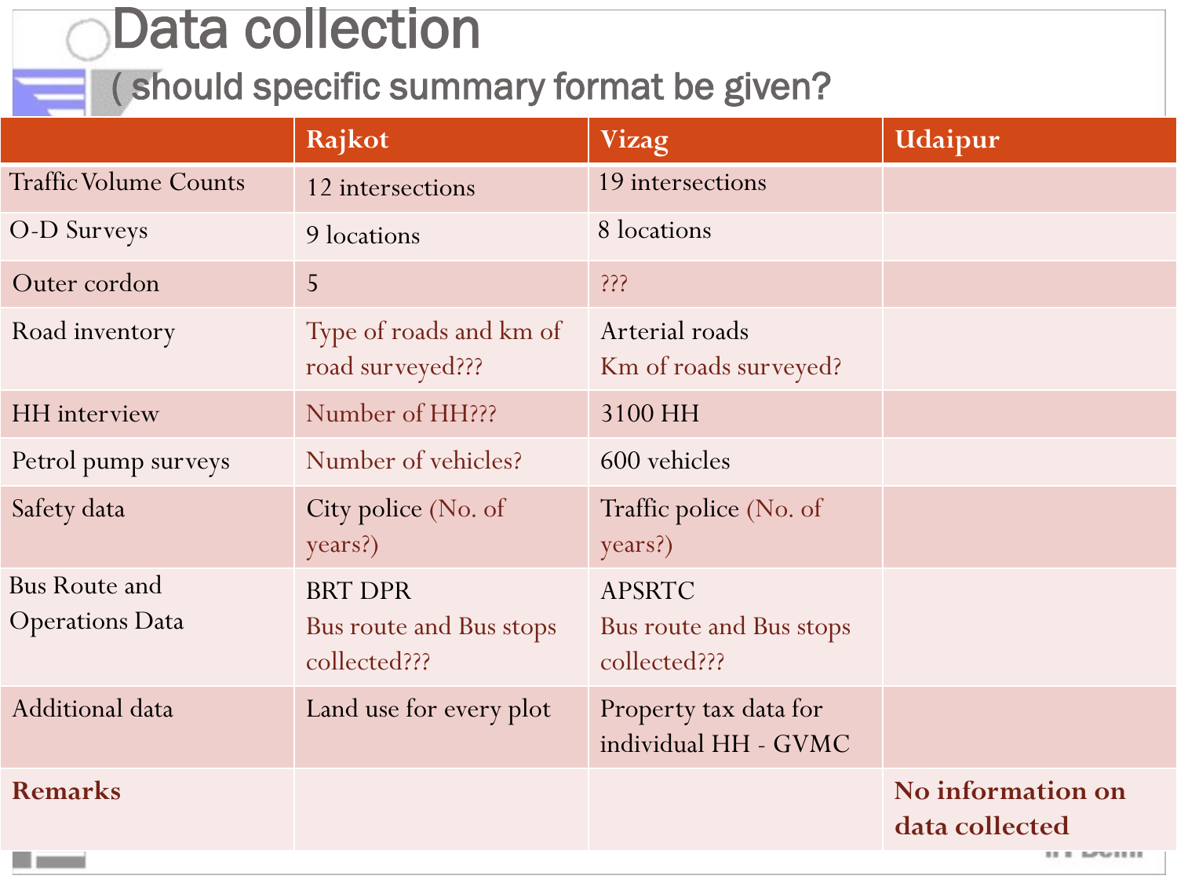# Data collection

## ( should specific summary format be given?

| | Rajkot | Vizag | Udaipur |
|---|---|---|---|
| Traffic Volume Counts | 12 intersections | 19 intersections | |
| O-D Surveys | 9 locations | 8 locations | |
| Outer cordon | 5 | ??? | |
| Road inventory | Type of roads and km of road surveyed??? | Arterial roads<br>Km of roads surveyed? | |
| HH interview | Number of HH??? | 3100 HH | |
| Petrol pump surveys | Number of vehicles? | 600 vehicles | |
| Safety data | City police (No. of years?) | Traffic police (No. of years?) | |
| Bus Route and Operations Data | BRT DPR<br>Bus route and Bus stops collected??? | APSRTC<br>Bus route and Bus stops collected??? | |
| Additional data | Land use for every plot | Property tax data for individual HH - GVMC | |
| **Remarks** | | | **No information on data collected** |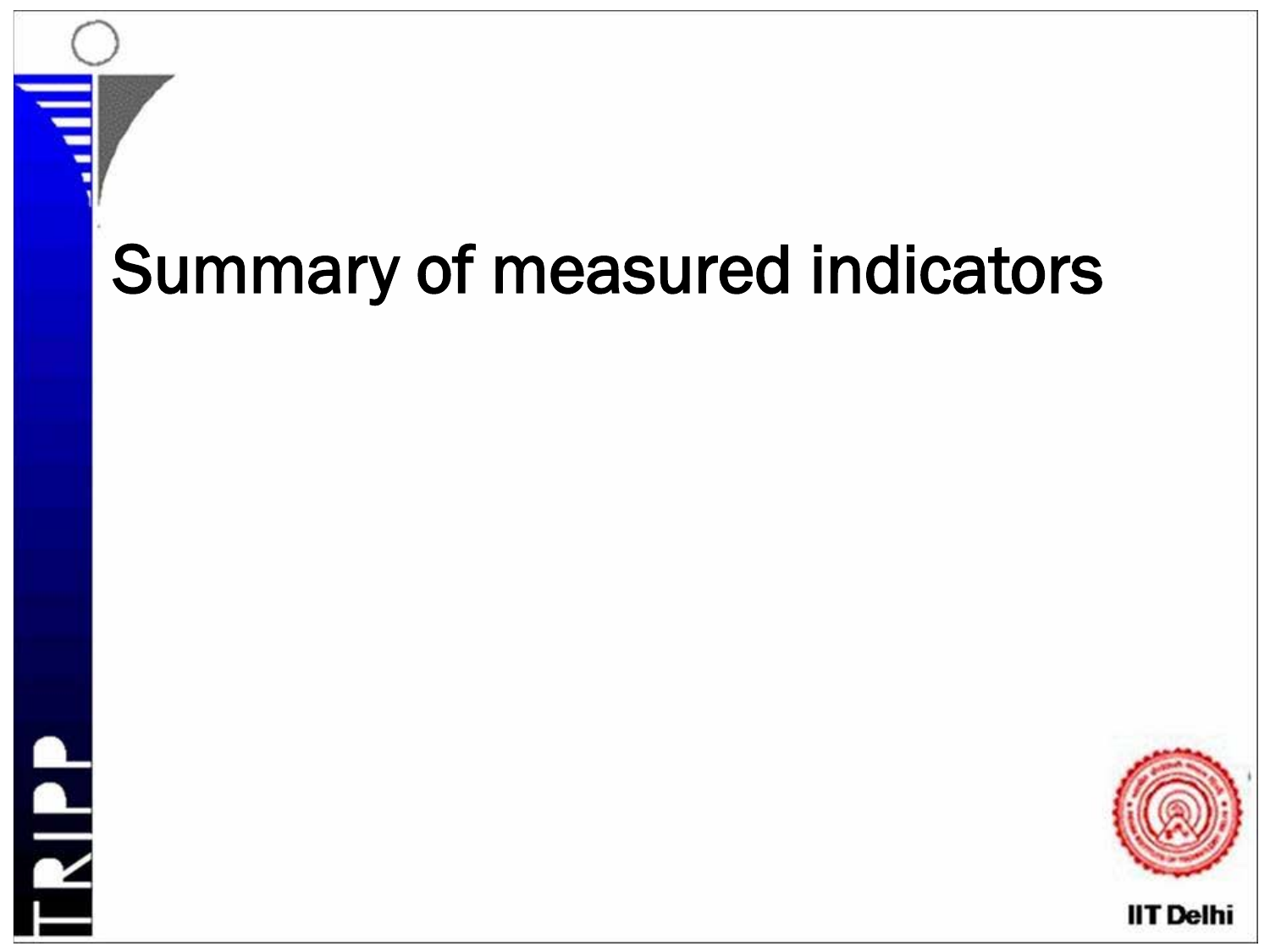# Summary of measured indicators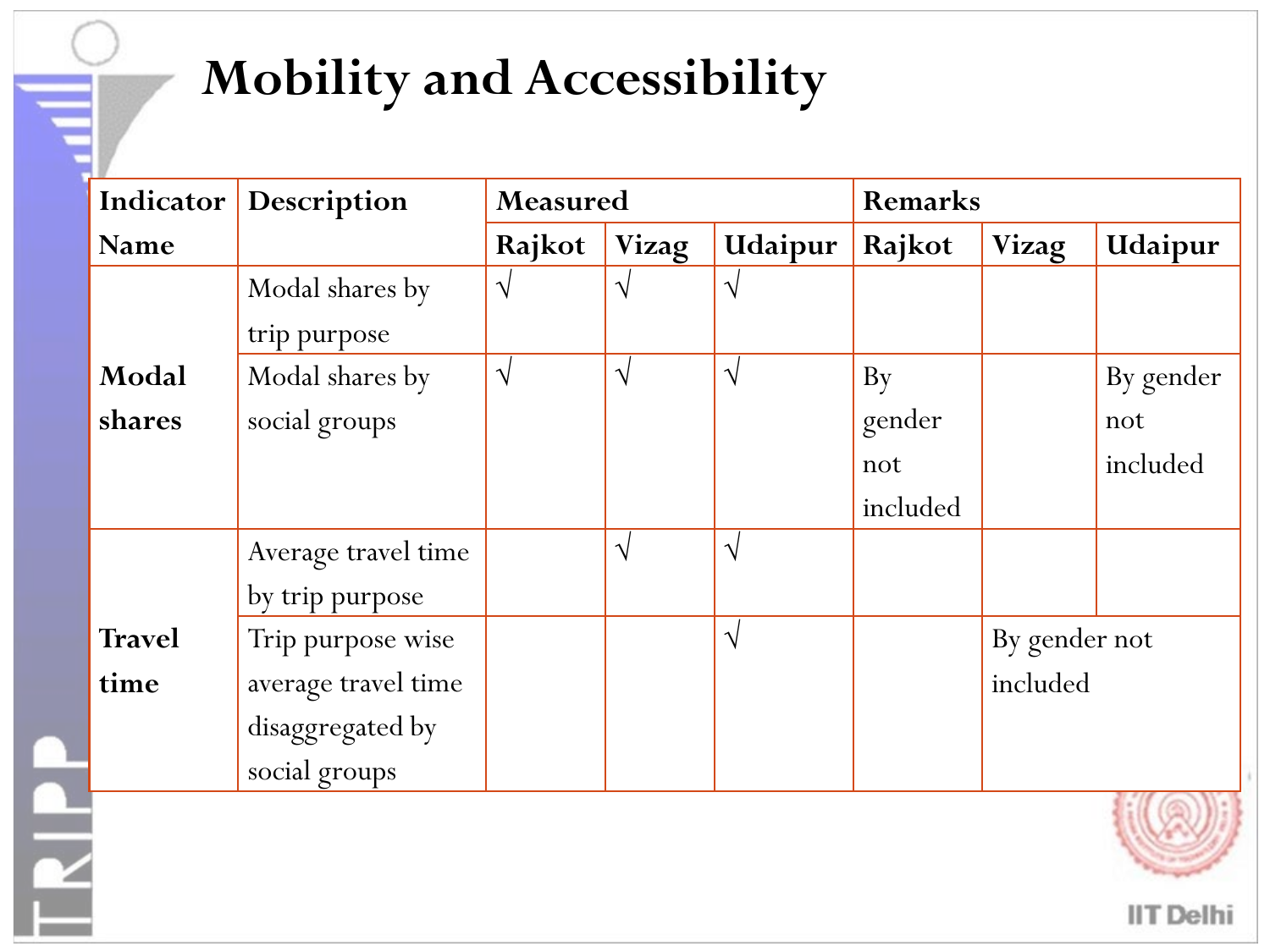# Mobility and Accessibility

| Indicator Name | Description | Measured | | | Remarks | | |
|---|---|---|---|---|---|---|---|
| | | Rajkot | Vizag | Udaipur | Rajkot | Vizag | Udaipur |
| **Modal shares** | Modal shares by trip purpose | √ | √ | √ | | | |
| | Modal shares by social groups | √ | √ | √ | By gender not included | | By gender not included |
| **Travel time** | Average travel time by trip purpose | | √ | √ | | | |
| | Trip purpose wise average travel time disaggregated by social groups | | | √ | | By gender not included | |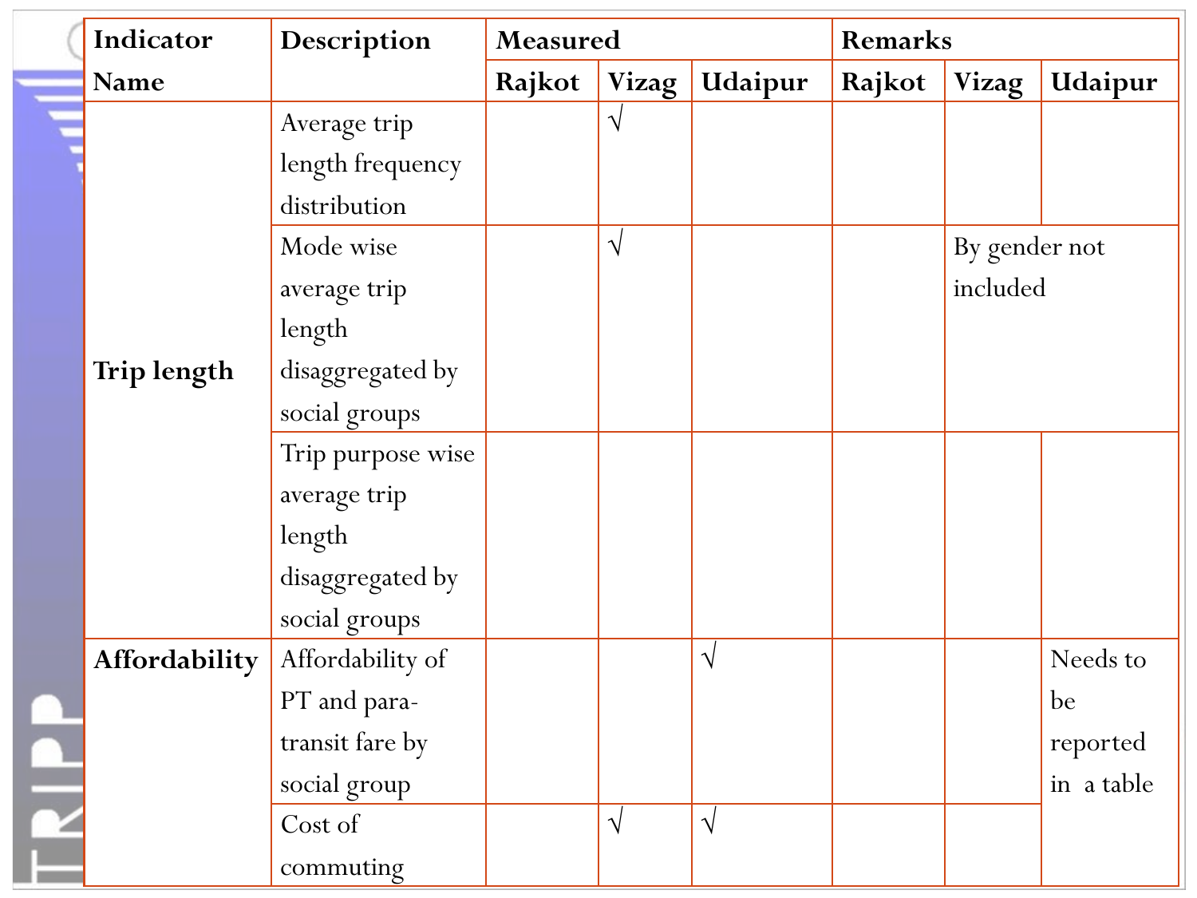| Indicator Name | Description | Measured | | | Remarks | | |
|---|---|---|---|---|---|---|---|
| | | Rajkot | Vizag | Udaipur | Rajkot | Vizag | Udaipur |
| Trip length | Average trip length frequency distribution | | √ | | | | |
| | Mode wise average trip length disaggregated by social groups | | √ | | | By gender not included | |
| | Trip purpose wise average trip length disaggregated by social groups | | | | | | |
| Affordability | Affordability of PT and para-transit fare by social group | | | √ | | | Needs to be reported in a table |
| | Cost of commuting | | √ | √ | | | |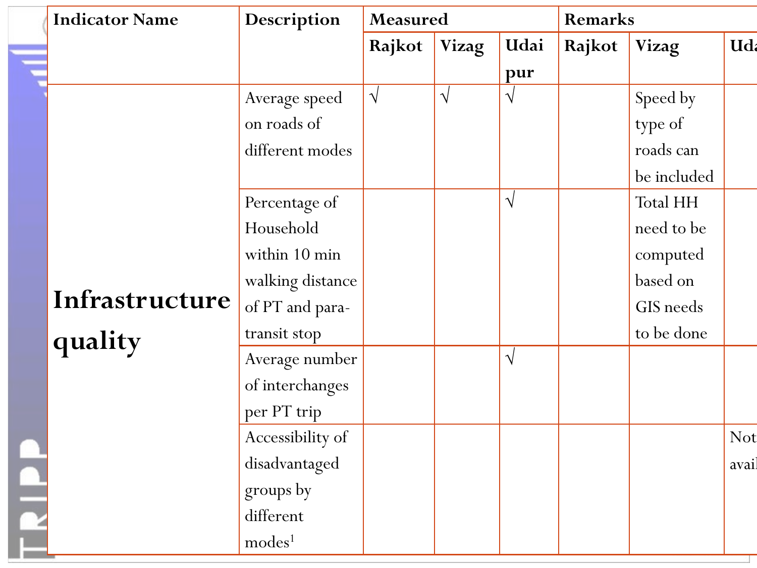| Indicator Name | Description | Measured | | | Remarks | | |
|---|---|---|---|---|---|---|---|
| | | Rajkot | Vizag | Udai pur | Rajkot | Vizag | Uda |
| **Infrastructure quality** | Average speed on roads of different modes | √ | √ | √ | | Speed by type of roads can be included | |
| | Percentage of Household within 10 min walking distance of PT and para-transit stop | | | √ | | Total HH need to be computed based on GIS needs to be done | |
| | Average number of interchanges per PT trip | | | √ | | | |
| | Accessibility of disadvantaged groups by different modes[1] | | | | | | Not avail |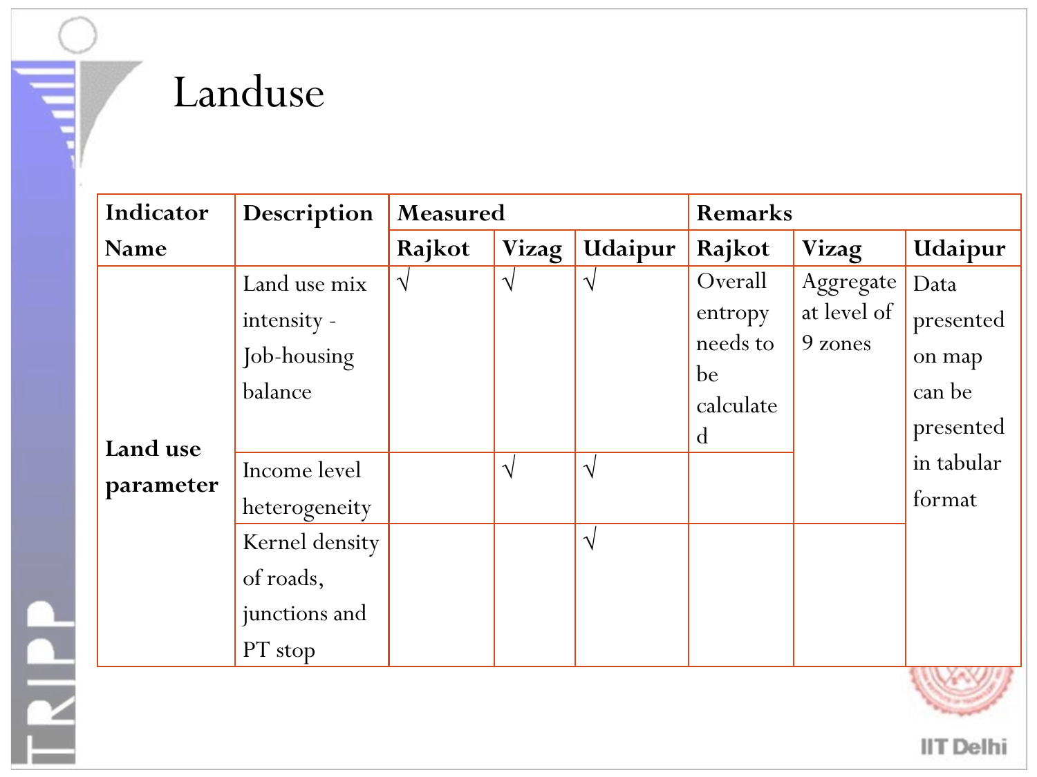# Landuse

| Indicator Name | Description | Measured | | | Remarks | | |
|---|---|---|---|---|---|---|---|
| | | Rajkot | Vizag | Udaipur | Rajkot | Vizag | Udaipur |
| Land use parameter | Land use mix intensity - Job-housing balance | √ | √ | √ | Overall entropy needs to be calculated | Aggregate at level of 9 zones | Data presented on map can be presented in tabular format |
| | Income level heterogeneity | | √ | √ | | | |
| | Kernel density of roads, junctions and PT stop | | | √ | | | |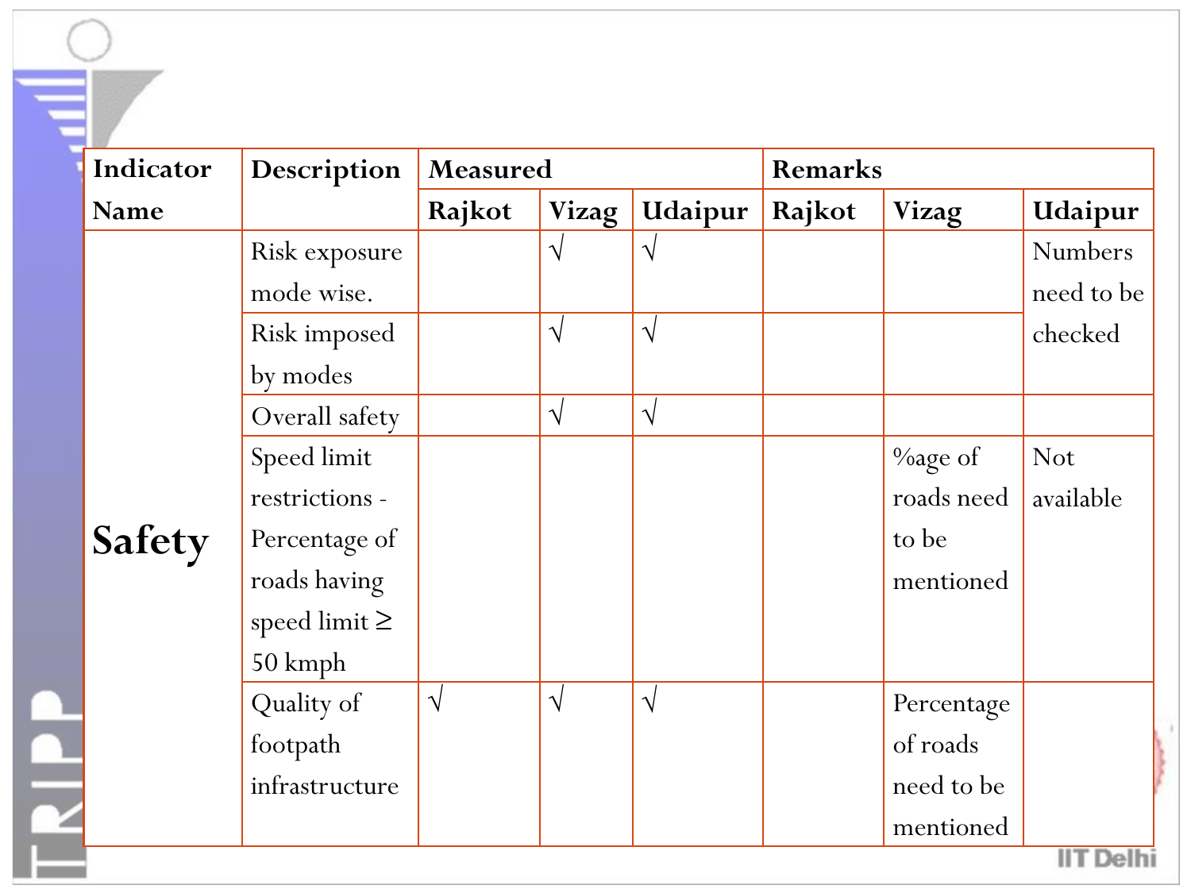| Indicator Name | Description | Measured | | | Remarks | | |
|---|---|---|---|---|---|---|---|
| | | Rajkot | Vizag | Udaipur | Rajkot | Vizag | Udaipur |
| **Safety** | Risk exposure mode wise. | | √ | √ | | | Numbers need to be checked |
| | Risk imposed by modes | | √ | √ | | | |
| | Overall safety | | √ | √ | | | |
| | Speed limit restrictions - Percentage of roads having speed limit ≥ 50 kmph | | | | | %age of roads need to be mentioned | Not available |
| | Quality of footpath infrastructure | √ | √ | √ | | Percentage of roads need to be mentioned | |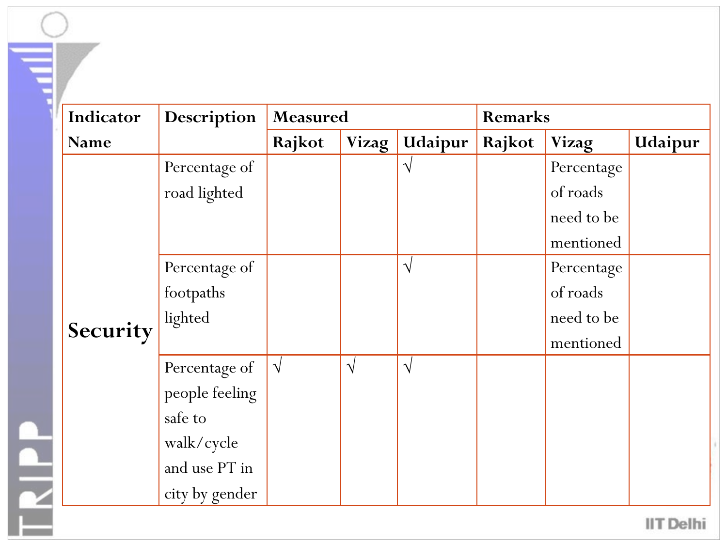| Indicator Name | Description | Measured | | | Remarks | | |
|---|---|---|---|---|---|---|---|
| | | Rajkot | Vizag | Udaipur | Rajkot | Vizag | Udaipur |
| Security | Percentage of road lighted | | | √ | | Percentage of roads need to be mentioned | |
| | Percentage of footpaths lighted | | | √ | | Percentage of roads need to be mentioned | |
| | Percentage of people feeling safe to walk/cycle and use PT in city by gender | √ | √ | √ | | | |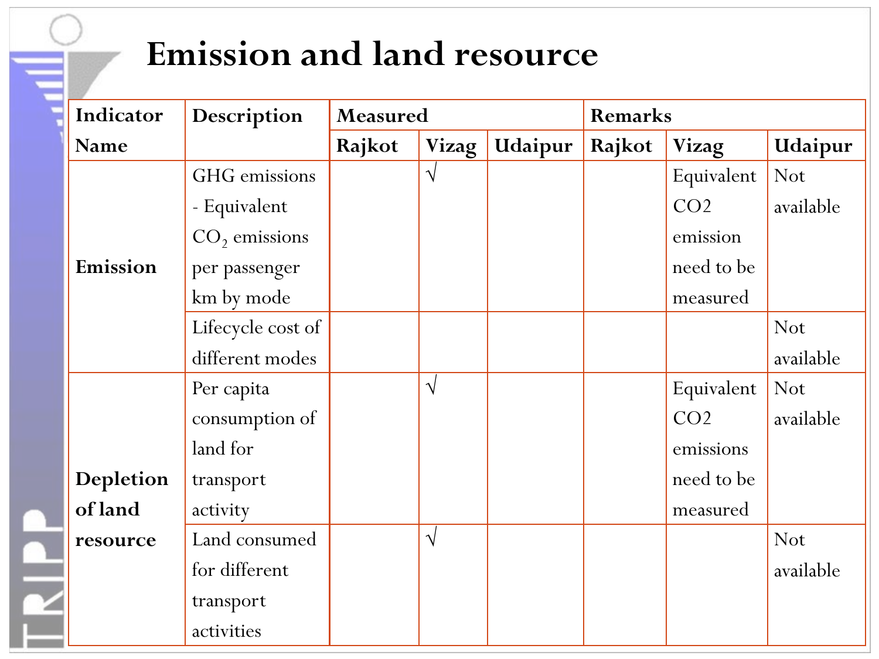# Emission and land resource

| Indicator Name | Description | Measured | | | Remarks | | |
|---|---|---|---|---|---|---|---|
| | | Rajkot | Vizag | Udaipur | Rajkot | Vizag | Udaipur |
| Emission | GHG emissions - Equivalent $CO_2$ emissions per passenger km by mode | | √ | | | Equivalent CO2 emission need to be measured | Not available |
| | Lifecycle cost of different modes | | | | | | Not available |
| Depletion of land resource | Per capita consumption of land for transport activity | | √ | | | Equivalent CO2 emissions need to be measured | Not available |
| | Land consumed for different transport activities | | √ | | | | Not available |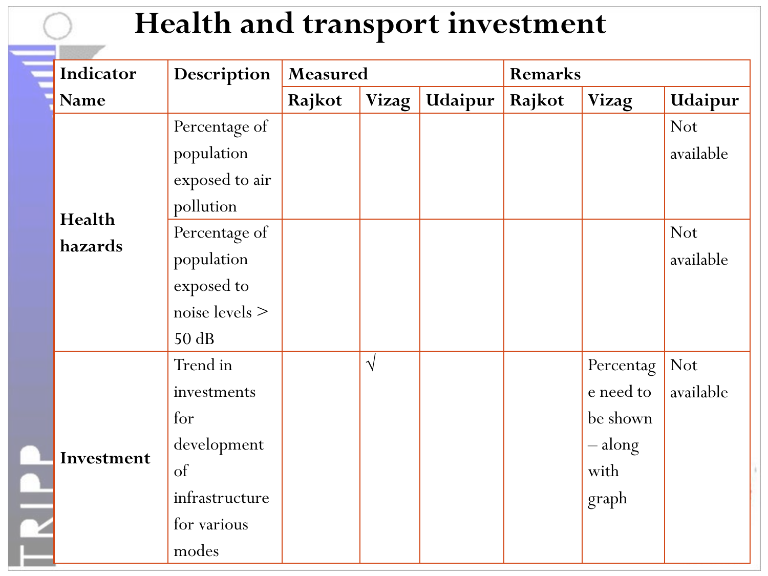# Health and transport investment

| Indicator Name | Description | Measured | | | Remarks | | |
|---|---|---|---|---|---|---|---|
| | | Rajkot | Vizag | Udaipur | Rajkot | Vizag | Udaipur |
| Health hazards | Percentage of population exposed to air pollution | | | | | | Not available |
| | Percentage of population exposed to noise levels > 50 dB | | | | | | Not available |
| Investment | Trend in investments for development of infrastructure for various modes | | √ | | | Percentage need to be shown – along with graph | Not available |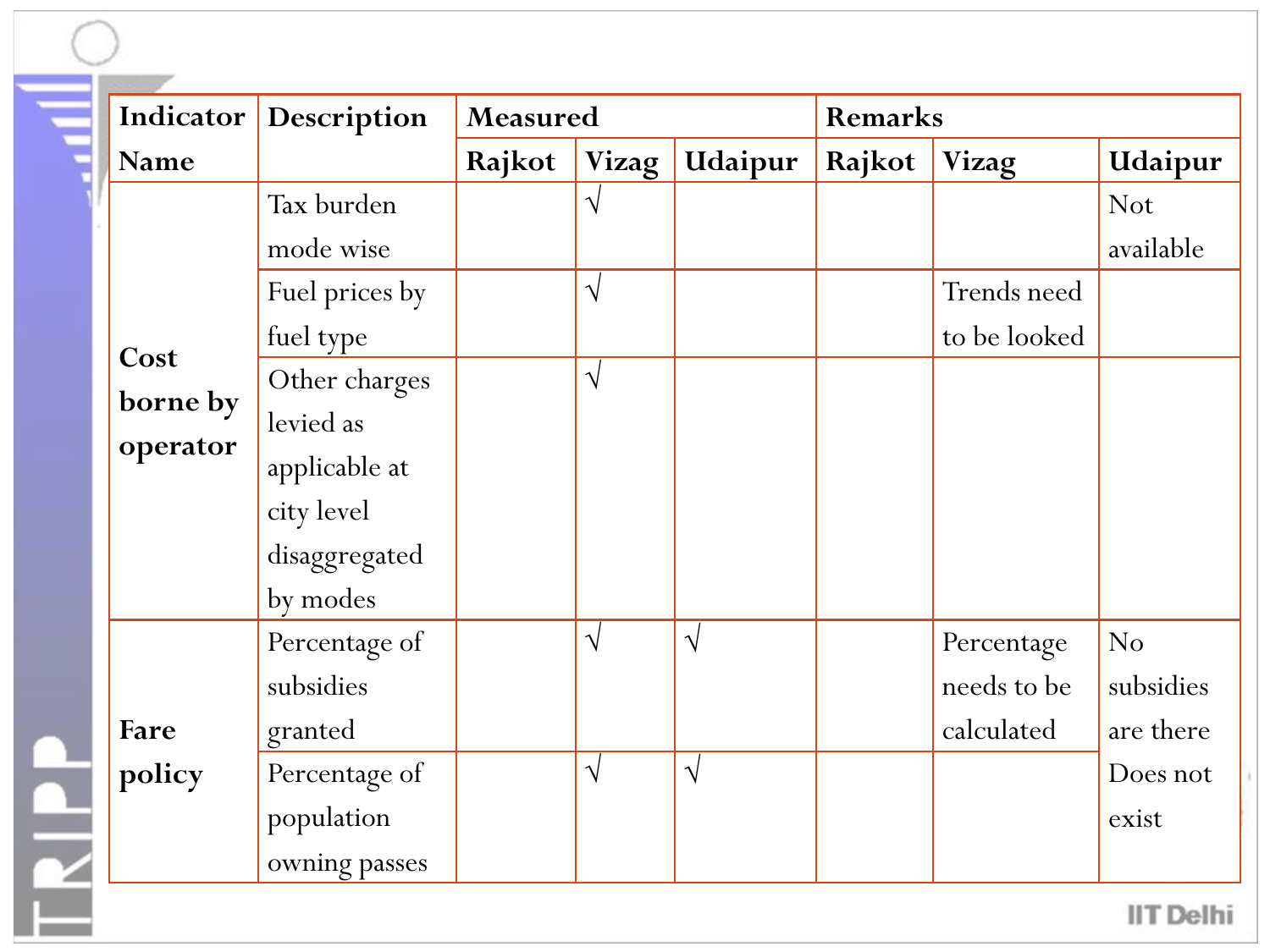| Indicator Name | Description | Measured | | | Remarks | | |
|---|---|---|---|---|---|---|---|
| | | Rajkot | Vizag | Udaipur | Rajkot | Vizag | Udaipur |
| Cost borne by operator | Tax burden mode wise | | √ | | | | Not available |
| | Fuel prices by fuel type | | √ | | | Trends need to be looked | |
| | Other charges levied as applicable at city level disaggregated by modes | | √ | | | | |
| Fare policy | Percentage of subsidies granted | | √ | √ | | Percentage needs to be calculated | No subsidies are there |
| | Percentage of population owning passes | | √ | √ | | | Does not exist |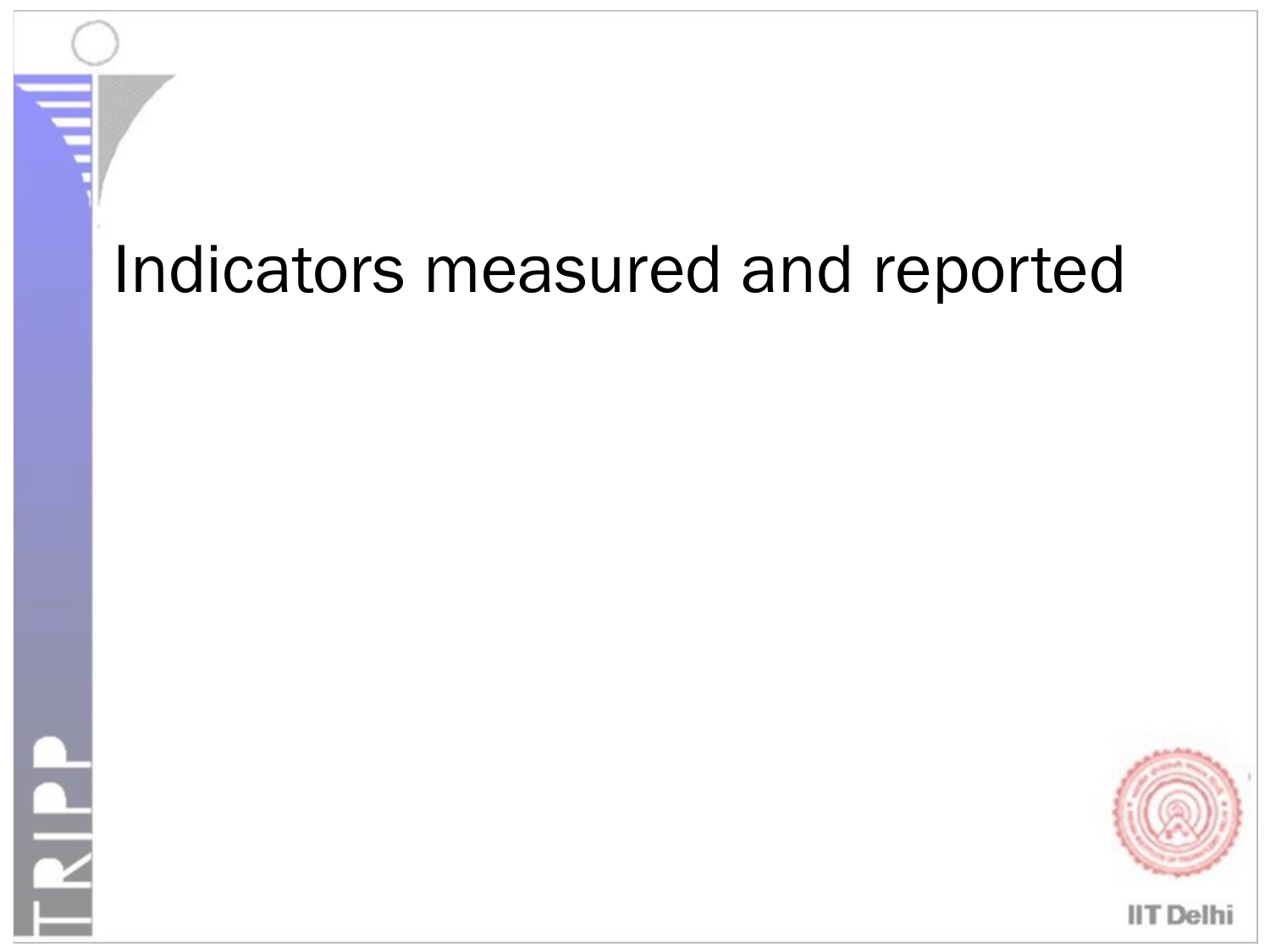# Indicators measured and reported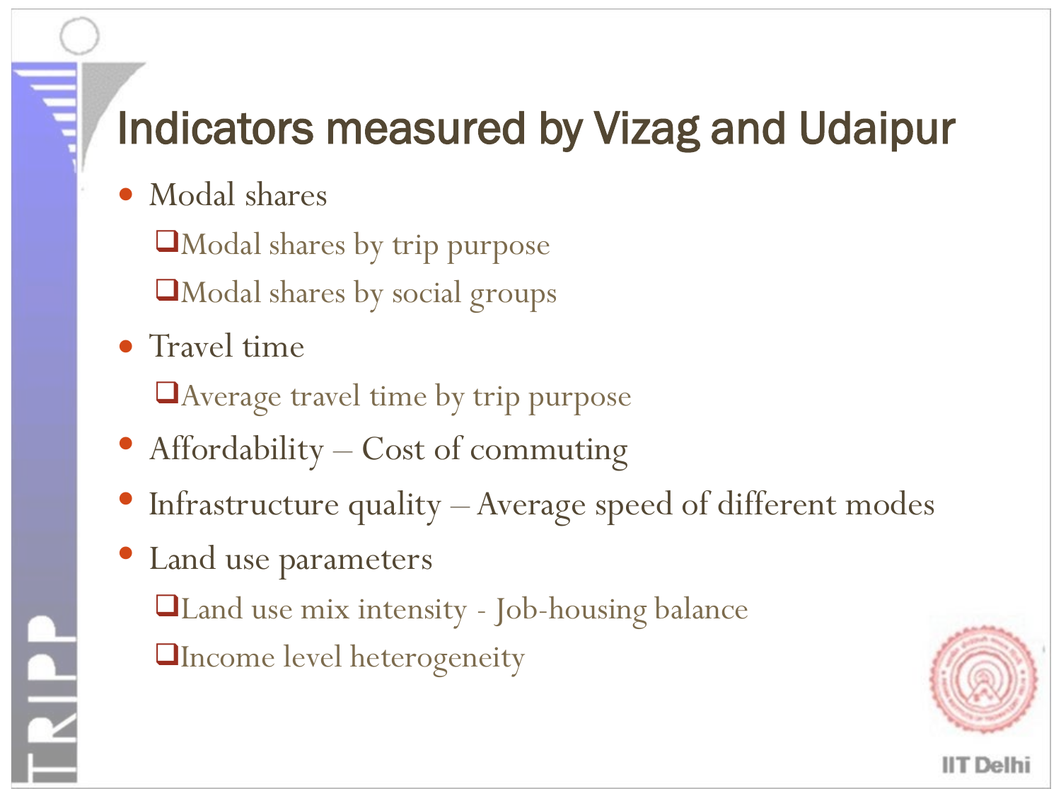# Indicators measured by Vizag and Udaipur

- Modal shares
  - Modal shares by trip purpose
  - Modal shares by social groups
- Travel time
  - Average travel time by trip purpose
- Affordability – Cost of commuting
- Infrastructure quality – Average speed of different modes
- Land use parameters
  - Land use mix intensity - Job-housing balance
  - Income level heterogeneity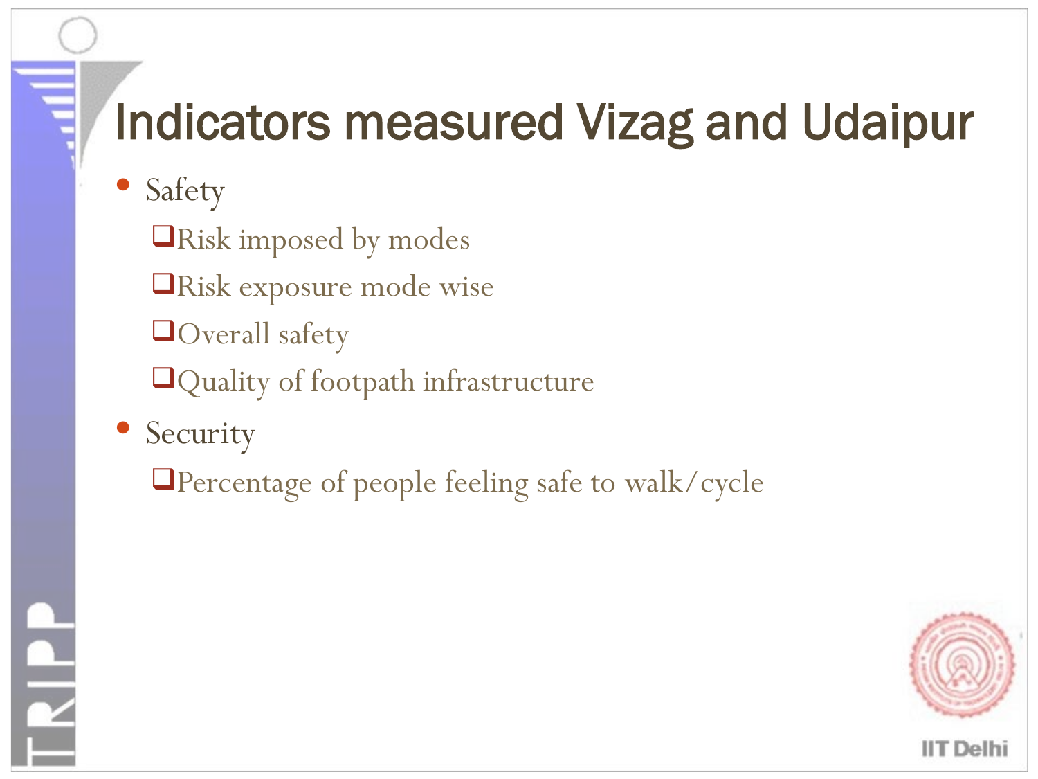# Indicators measured Vizag and Udaipur

- Safety
  - Risk imposed by modes
  - Risk exposure mode wise
  - Overall safety
  - Quality of footpath infrastructure
- Security
  - Percentage of people feeling safe to walk/cycle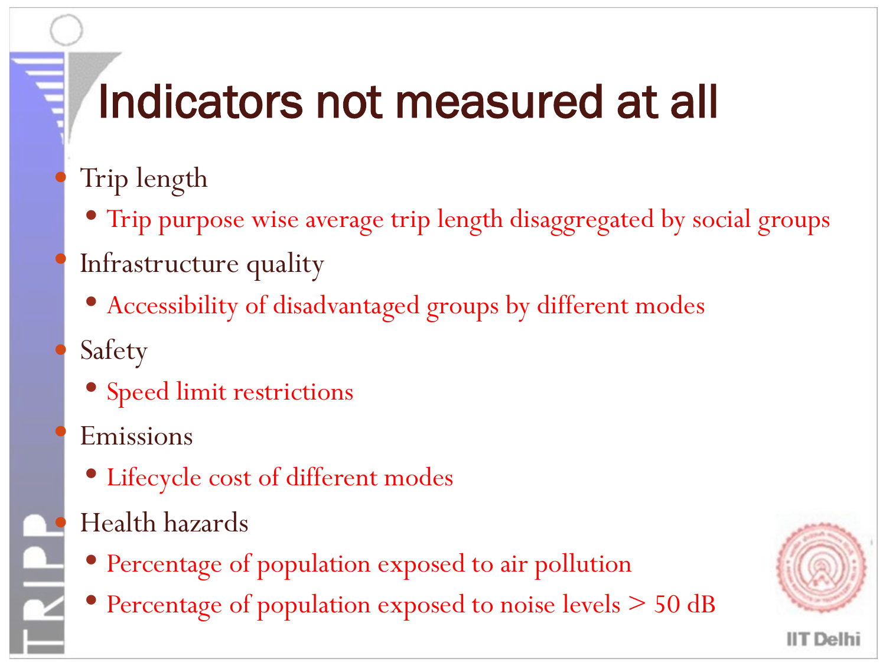# Indicators not measured at all

- Trip length
  - Trip purpose wise average trip length disaggregated by social groups
- Infrastructure quality
  - Accessibility of disadvantaged groups by different modes
- Safety
  - Speed limit restrictions
- Emissions
  - Lifecycle cost of different modes
- Health hazards
  - Percentage of population exposed to air pollution
  - Percentage of population exposed to noise levels > 50 dB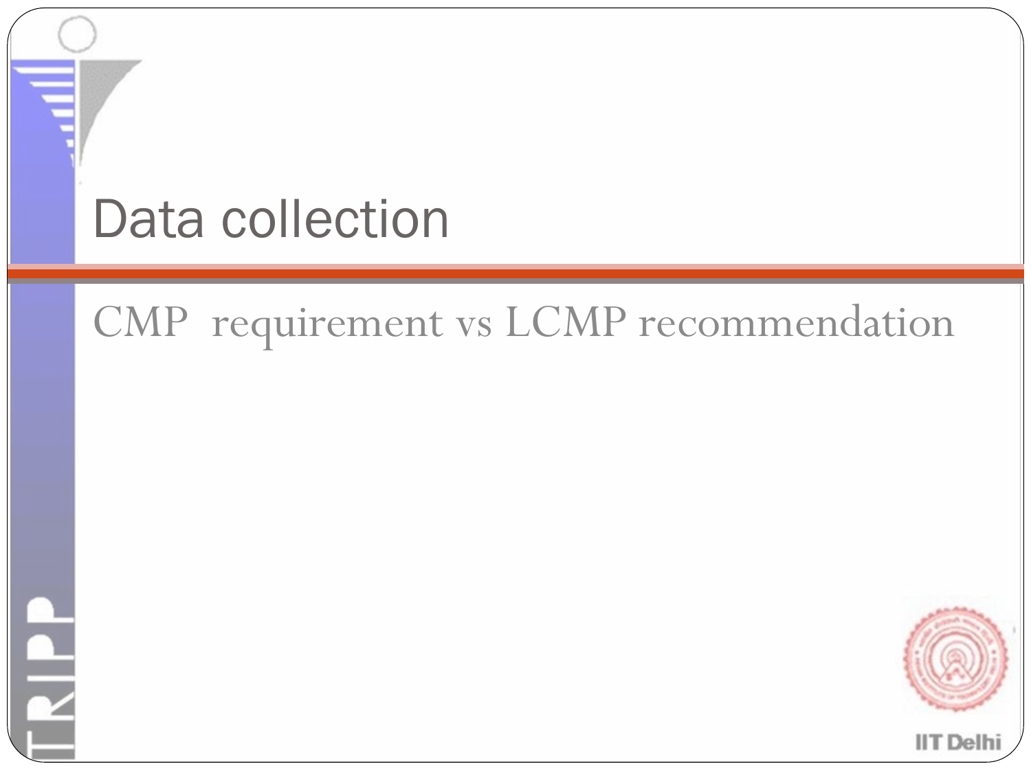# Data collection

CMP requirement vs LCMP recommendation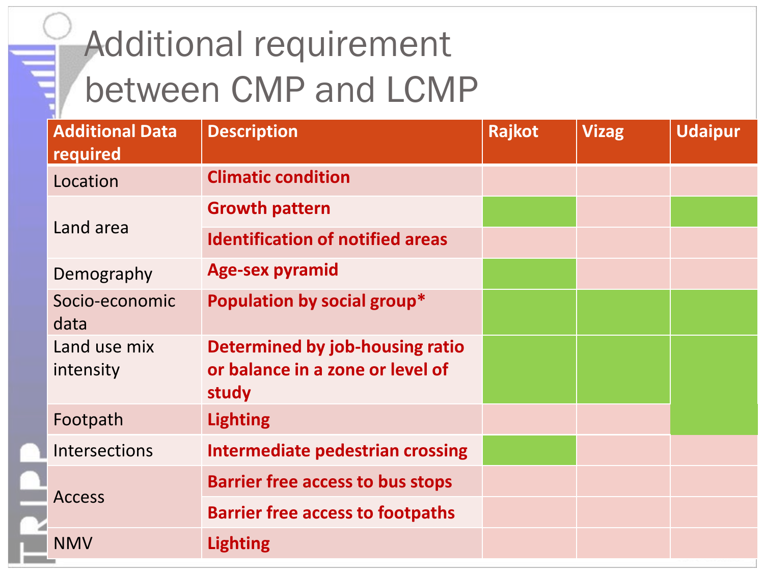# Additional requirement between CMP and LCMP

| Additional Data required | Description | Rajkot | Vizag | Udaipur |
|---|---|---|---|---|
| Location | Climatic condition | | | |
| Land area | Growth pattern | | | |
| | Identification of notified areas | | | |
| Demography | Age-sex pyramid | | | |
| Socio-economic data | Population by social group* | | | |
| Land use mix intensity | Determined by job-housing ratio or balance in a zone or level of study | | | |
| Footpath | Lighting | | | |
| Intersections | Intermediate pedestrian crossing | | | |
| Access | Barrier free access to bus stops | | | |
| | Barrier free access to footpaths | | | |
| NMV | Lighting | | | |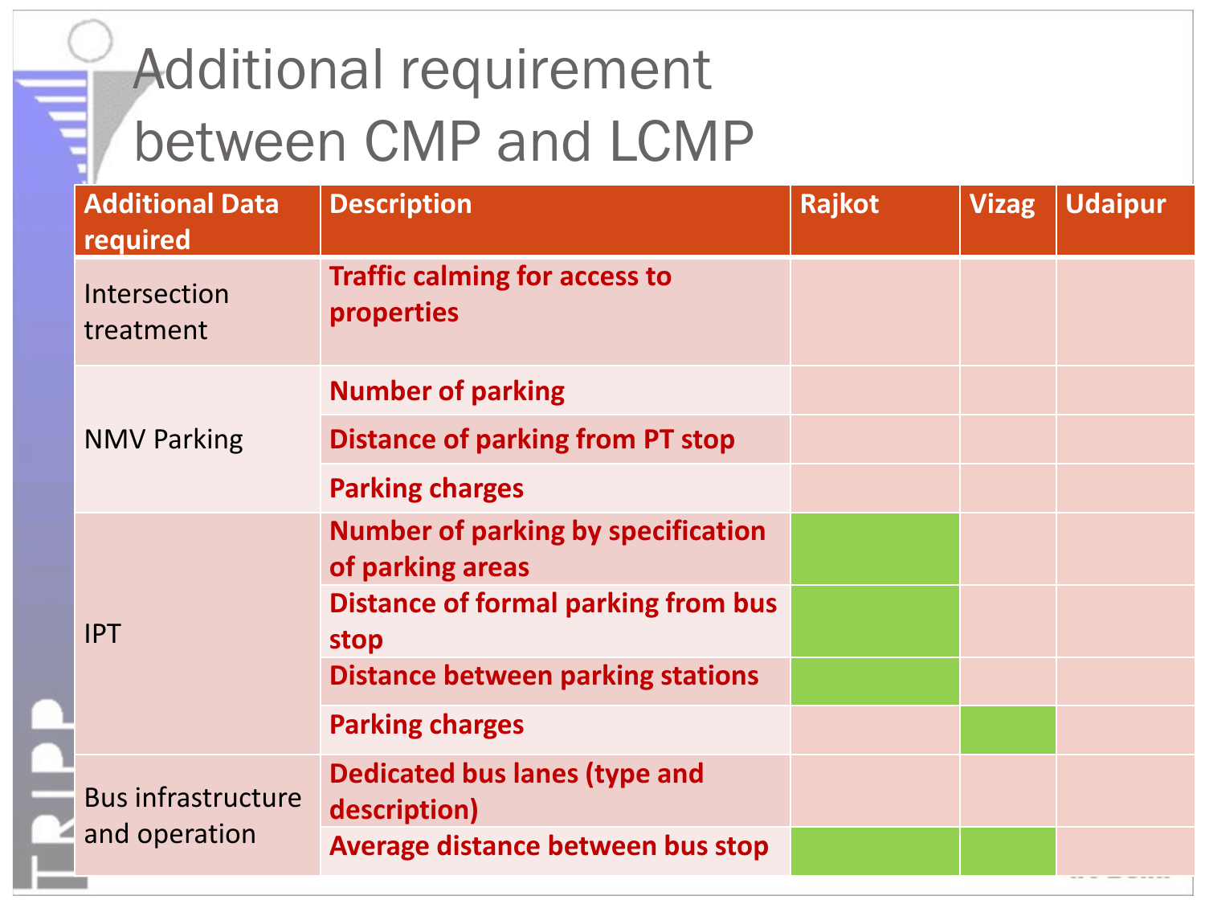# Additional requirement between CMP and LCMP

| Additional Data required | Description | Rajkot | Vizag | Udaipur |
|---|---|---|---|---|
| Intersection treatment | Traffic calming for access to properties | | | |
| NMV Parking | Number of parking | | | |
| | Distance of parking from PT stop | | | |
| | Parking charges | | | |
| IPT | Number of parking by specification of parking areas | | | |
| | Distance of formal parking from bus stop | | | |
| | Distance between parking stations | | | |
| | Parking charges | | | |
| Bus infrastructure and operation | Dedicated bus lanes (type and description) | | | |
| | Average distance between bus stop | | | |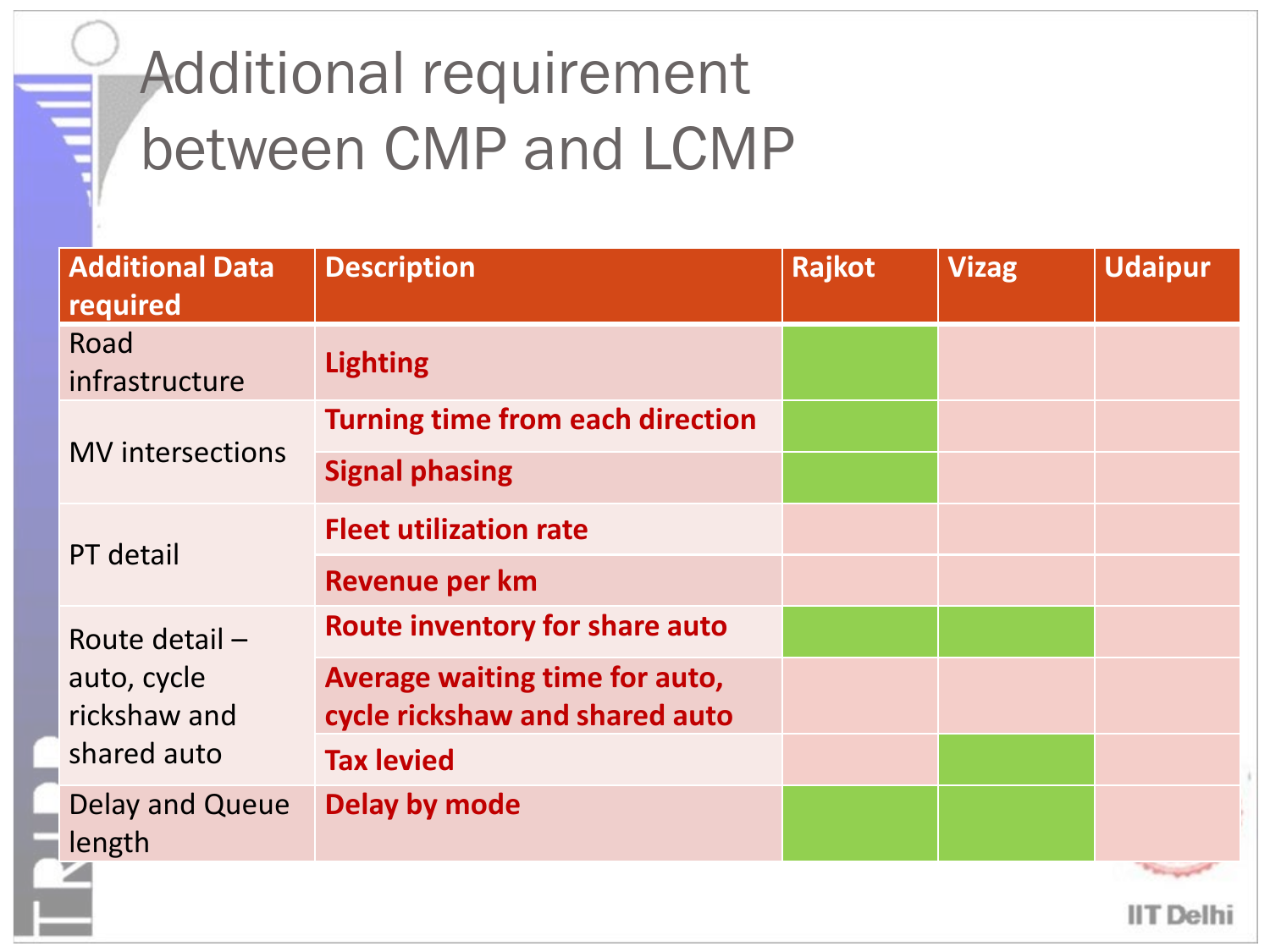# Additional requirement between CMP and LCMP

| Additional Data required | Description | Rajkot | Vizag | Udaipur |
|---|---|---|---|---|
| Road infrastructure | **Lighting** | | | |
| MV intersections | **Turning time from each direction** | | | |
| | **Signal phasing** | | | |
| PT detail | **Fleet utilization rate** | | | |
| | **Revenue per km** | | | |
| Route detail – auto, cycle rickshaw and shared auto | **Route inventory for share auto** | | | |
| | **Average waiting time for auto, cycle rickshaw and shared auto** | | | |
| | **Tax levied** | | | |
| Delay and Queue length | **Delay by mode** | | | |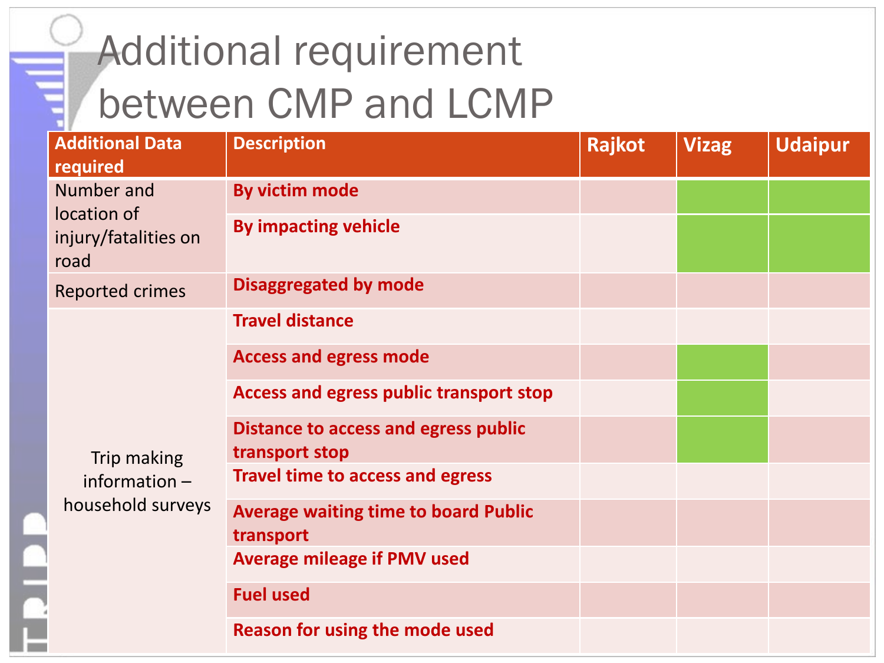# Additional requirement between CMP and LCMP

| Additional Data required | Description | Rajkot | Vizag | Udaipur |
|---|---|---|---|---|
| Number and location of injury/fatalities on road | **By victim mode** | | | |
| | **By impacting vehicle** | | | |
| Reported crimes | **Disaggregated by mode** | | | |
| Trip making information – household surveys | **Travel distance** | | | |
| | **Access and egress mode** | | | |
| | **Access and egress public transport stop** | | | |
| | **Distance to access and egress public transport stop** | | | |
| | **Travel time to access and egress** | | | |
| | **Average waiting time to board Public transport** | | | |
| | **Average mileage if PMV used** | | | |
| | **Fuel used** | | | |
| | **Reason for using the mode used** | | | |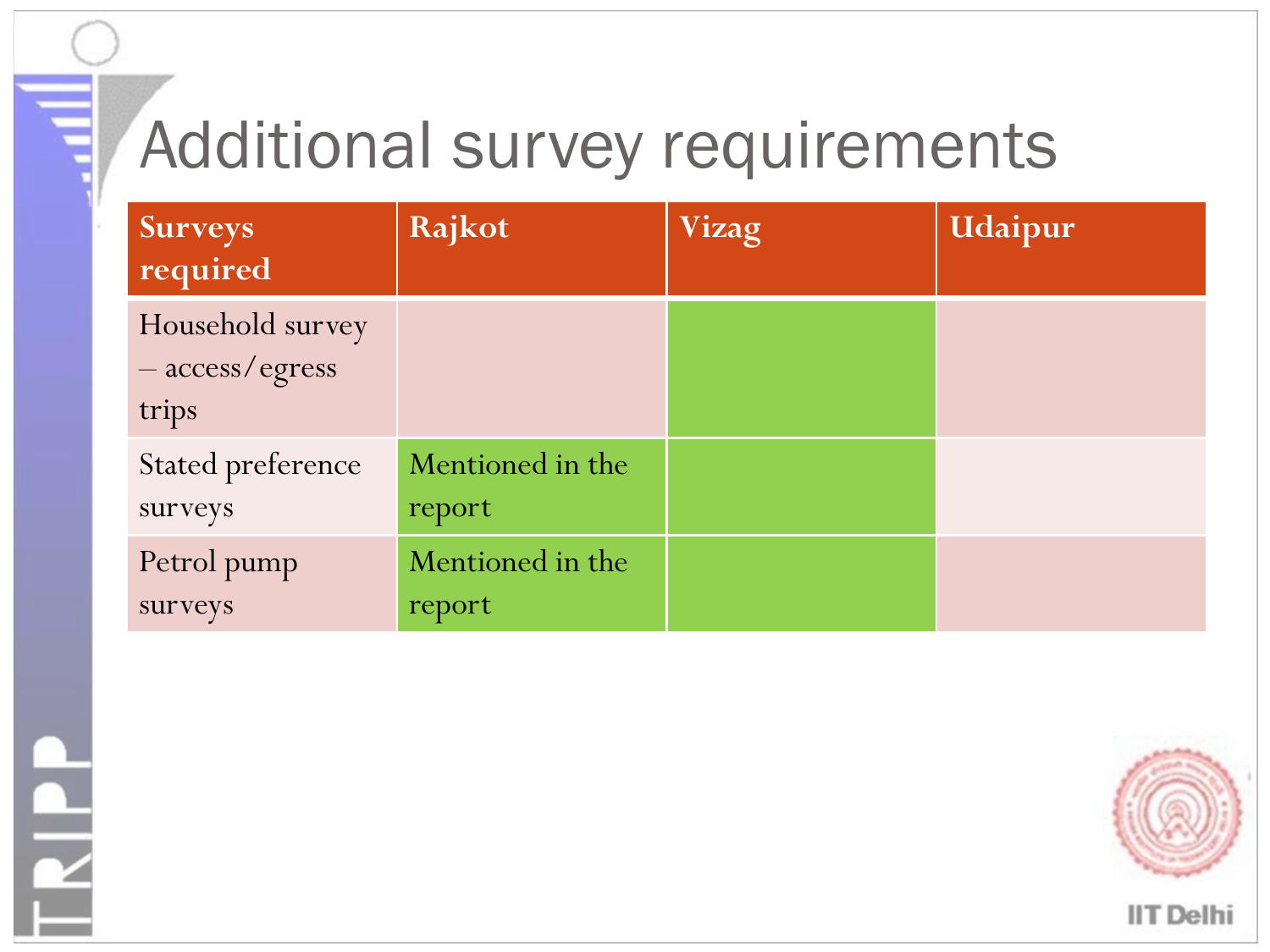# Additional survey requirements

| Surveys required | Rajkot | Vizag | Udaipur |
|---|---|---|---|
| Household survey – access/egress trips | | | |
| Stated preference surveys | Mentioned in the report | | |
| Petrol pump surveys | Mentioned in the report | | |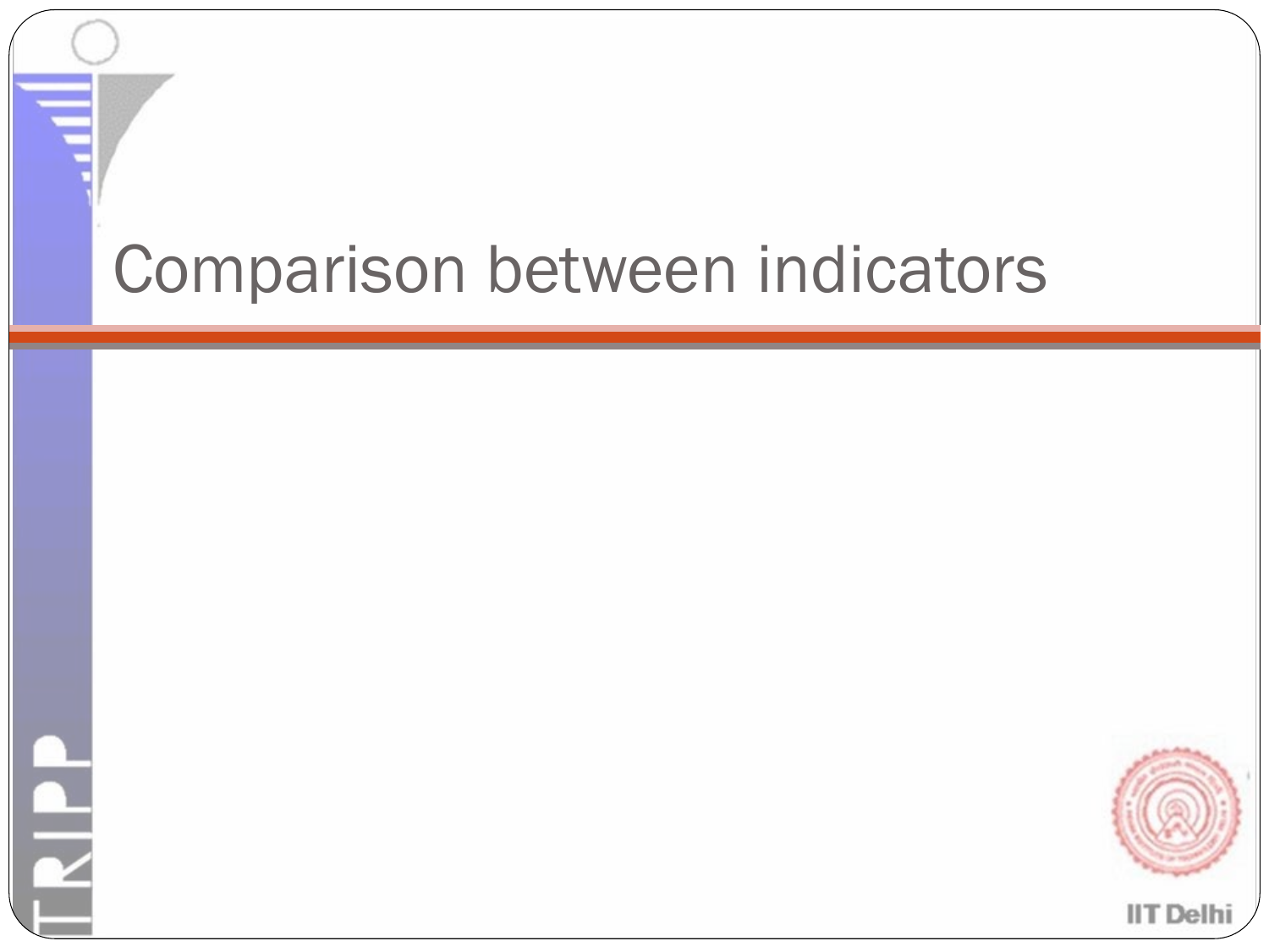# Comparison between indicators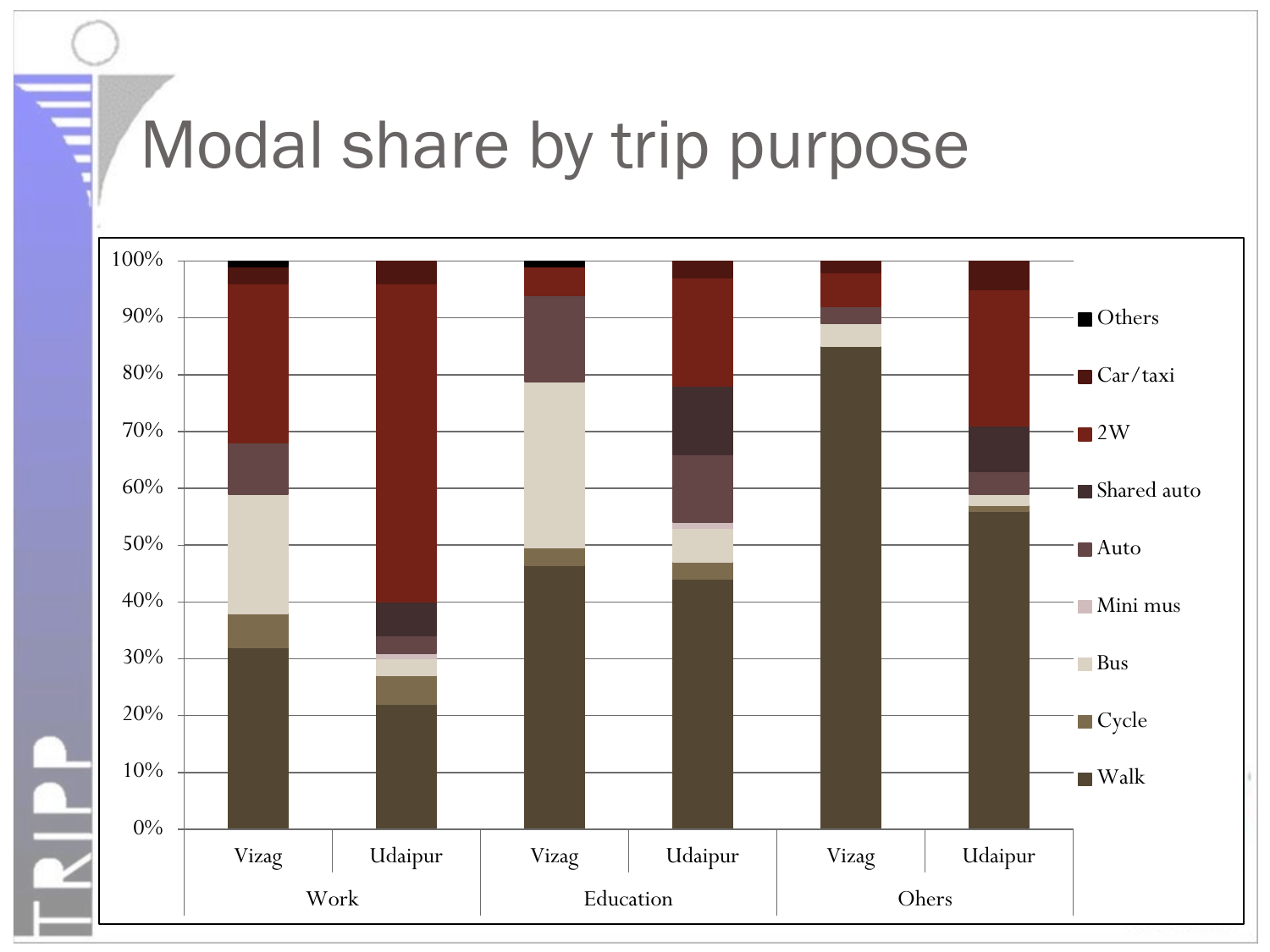# Modal share by trip purpose

| | Work | | Education | | Ohers | |
|---|---|---|---|---|---|---|
| | Vizag | Udaipur | Vizag | Udaipur | Vizag | Udaipur |

Legend: Others, Car/taxi, 2W, Shared auto, Auto, Mini mus, Bus, Cycle, Walk

Y-axis: 0%, 10%, 20%, 30%, 40%, 50%, 60%, 70%, 80%, 90%, 100%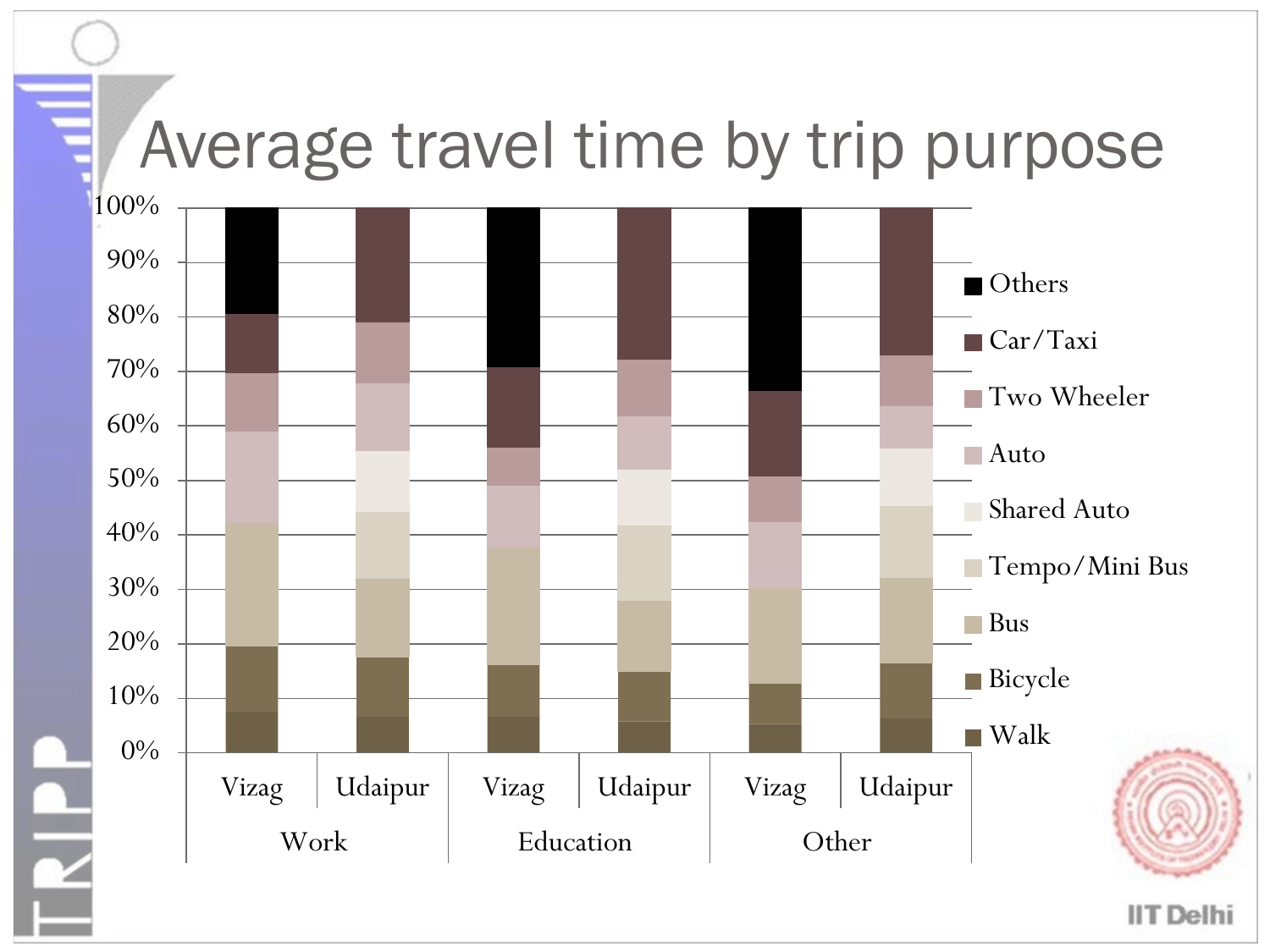# Average travel time by trip purpose

100%
90%
80%
70%
60%
50%
40%
30%
20%
10%
0%

Vizag Udaipur Vizag Udaipur Vizag Udaipur

Work Education Other

Others
Car/Taxi
Two Wheeler
Auto
Shared Auto
Tempo/Mini Bus
Bus
Bicycle
Walk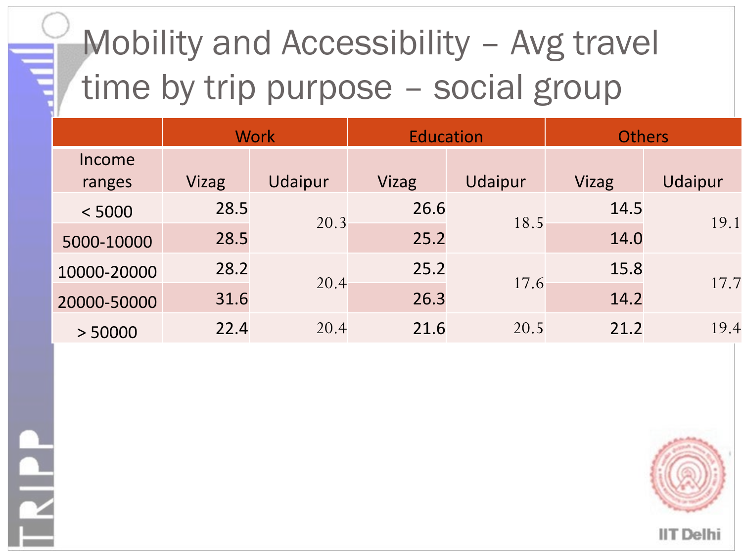# Mobility and Accessibility – Avg travel time by trip purpose – social group

| Income ranges | Work | | Education | | Others | |
|---|---|---|---|---|---|---|
| | Vizag | Udaipur | Vizag | Udaipur | Vizag | Udaipur |
| < 5000 | 28.5 | 20.3 | 26.6 | 18.5 | 14.5 | 19.1 |
| 5000-10000 | 28.5 | | 25.2 | | 14.0 | |
| 10000-20000 | 28.2 | 20.4 | 25.2 | 17.6 | 15.8 | 17.7 |
| 20000-50000 | 31.6 | | 26.3 | | 14.2 | |
| > 50000 | 22.4 | 20.4 | 21.6 | 20.5 | 21.2 | 19.4 |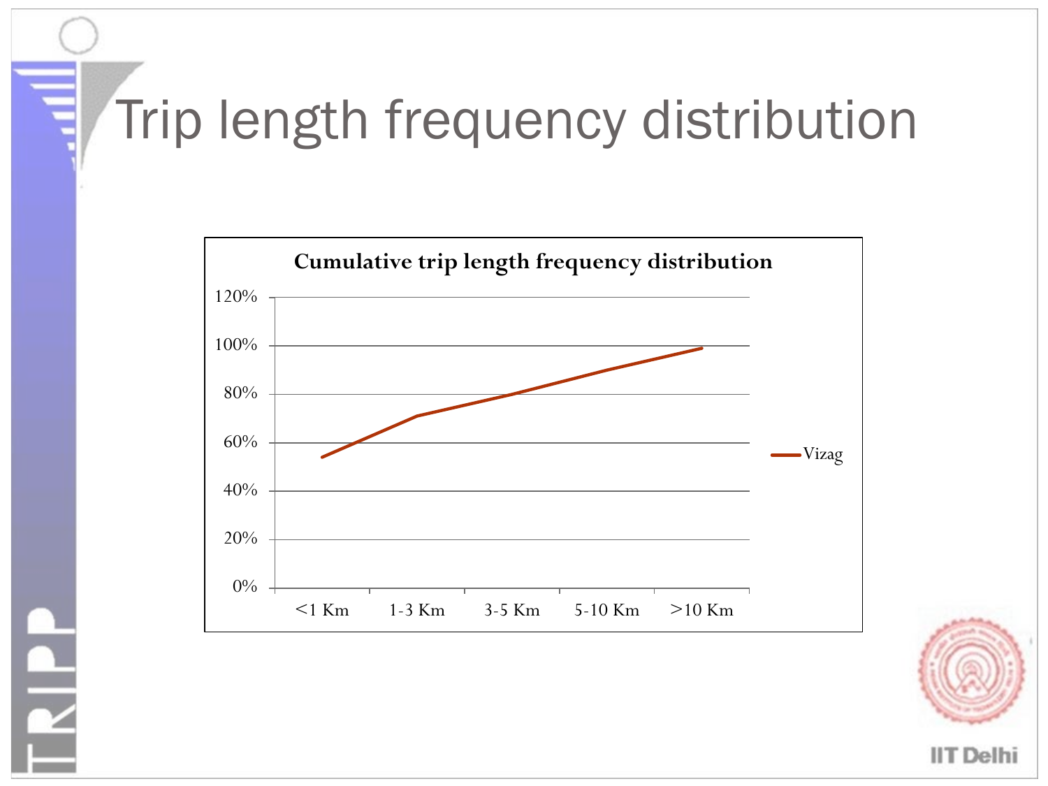# Trip length frequency distribution

**Cumulative trip length frequency distribution**

120%
100%
80%
60%
40%
20%
0%

<1 Km | 1-3 Km | 3-5 Km | 5-10 Km | >10 Km

Vizag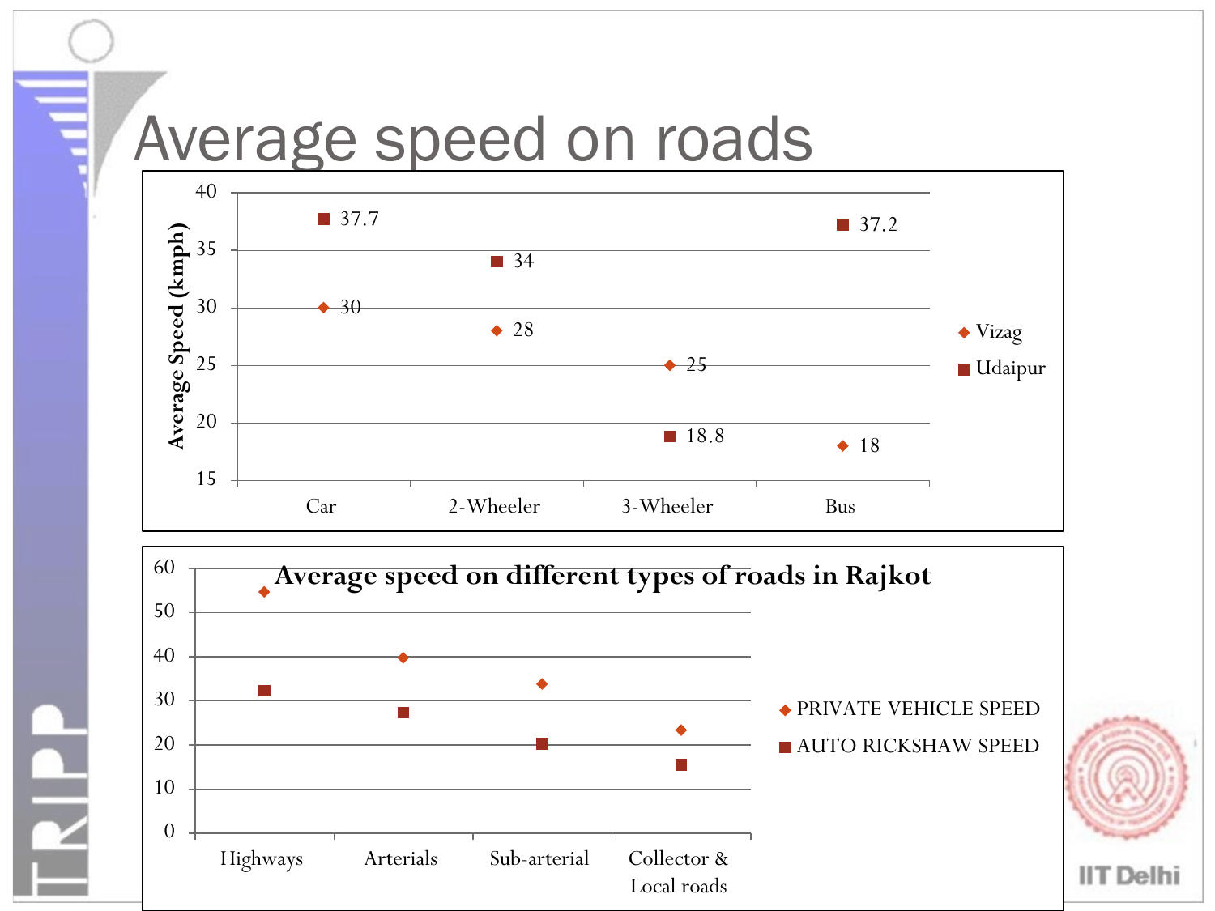# Average speed on roads

| | Car | 2-Wheeler | 3-Wheeler | Bus |
|---|---|---|---|---|
| Vizag | 30 | 28 | 25 | 18 |
| Udaipur | 37.7 | 34 | 18.8 | 37.2 |

Average Speed (kmph)

**Average speed on different types of roads in Rajkot**

| | Highways | Arterials | Sub-arterial | Collector & Local roads |
|---|---|---|---|---|
| PRIVATE VEHICLE SPEED | ~55 | ~40 | ~34 | ~23 |
| AUTO RICKSHAW SPEED | ~32 | ~27 | ~20 | ~15 |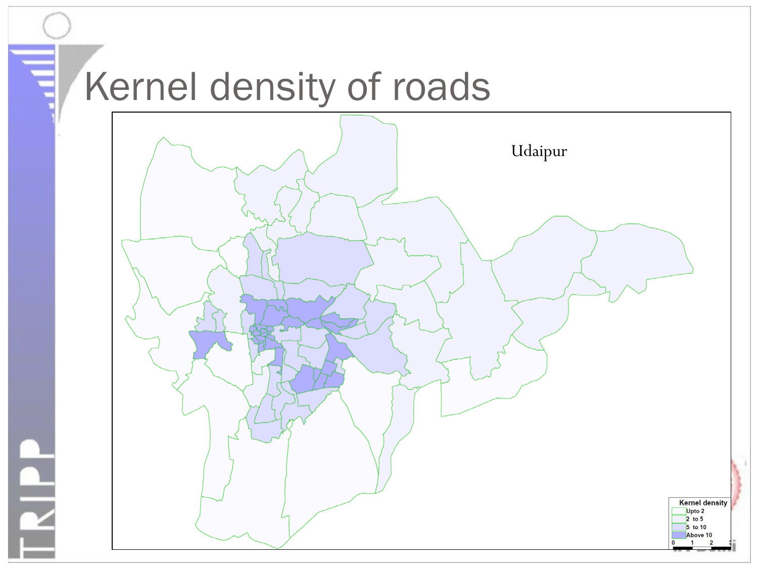# Kernel density of roads

Udaipur

Kernel density

- Upto 2
- 2 to 5
- 5 to 10
- Above 10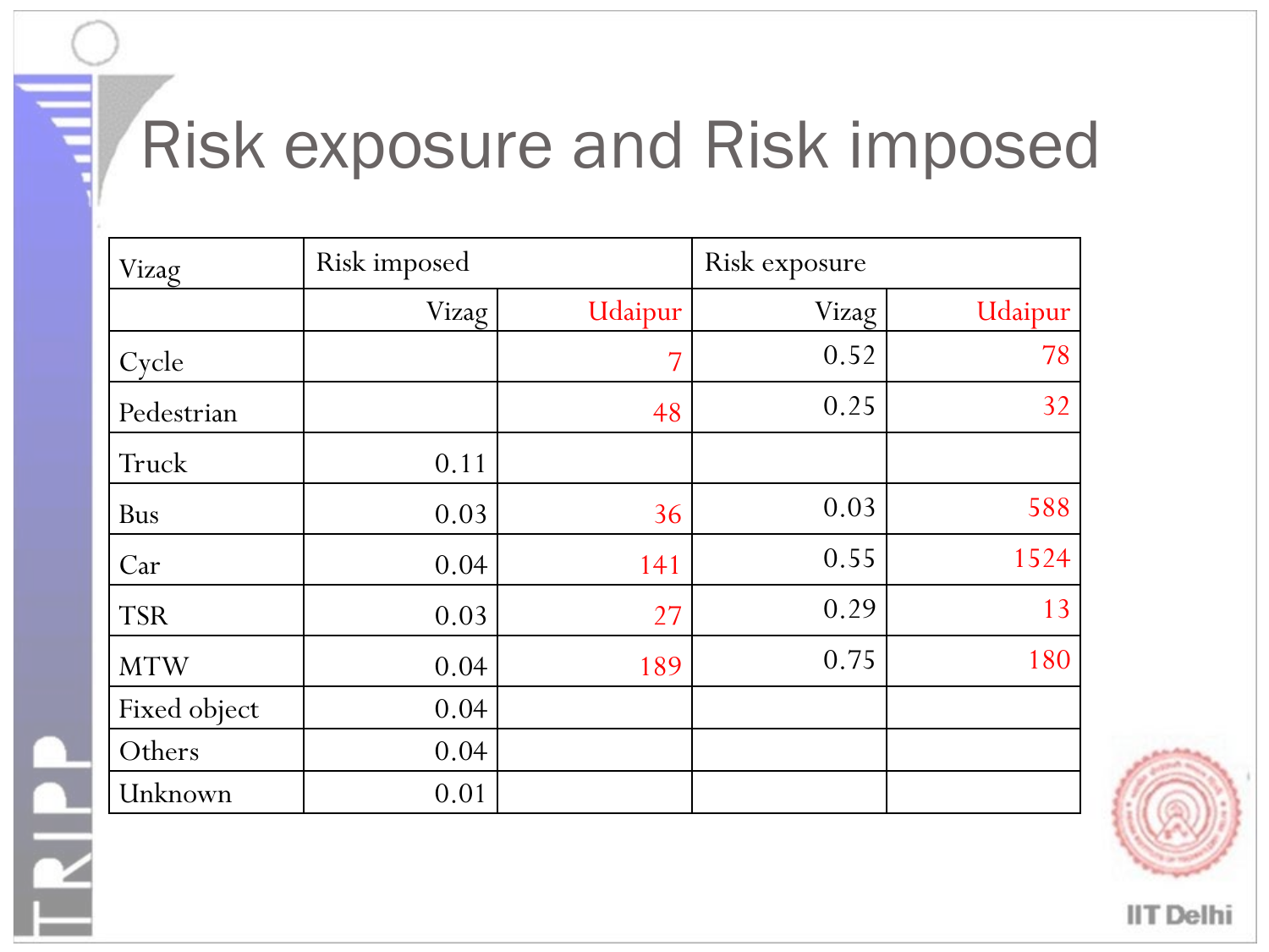# Risk exposure and Risk imposed

| Vizag | Risk imposed | | Risk exposure | |
|---|---|---|---|---|
| | Vizag | Udaipur | Vizag | Udaipur |
| Cycle | | 7 | 0.52 | 78 |
| Pedestrian | | 48 | 0.25 | 32 |
| Truck | 0.11 | | | |
| Bus | 0.03 | 36 | 0.03 | 588 |
| Car | 0.04 | 141 | 0.55 | 1524 |
| TSR | 0.03 | 27 | 0.29 | 13 |
| MTW | 0.04 | 189 | 0.75 | 180 |
| Fixed object | 0.04 | | | |
| Others | 0.04 | | | |
| Unknown | 0.01 | | | |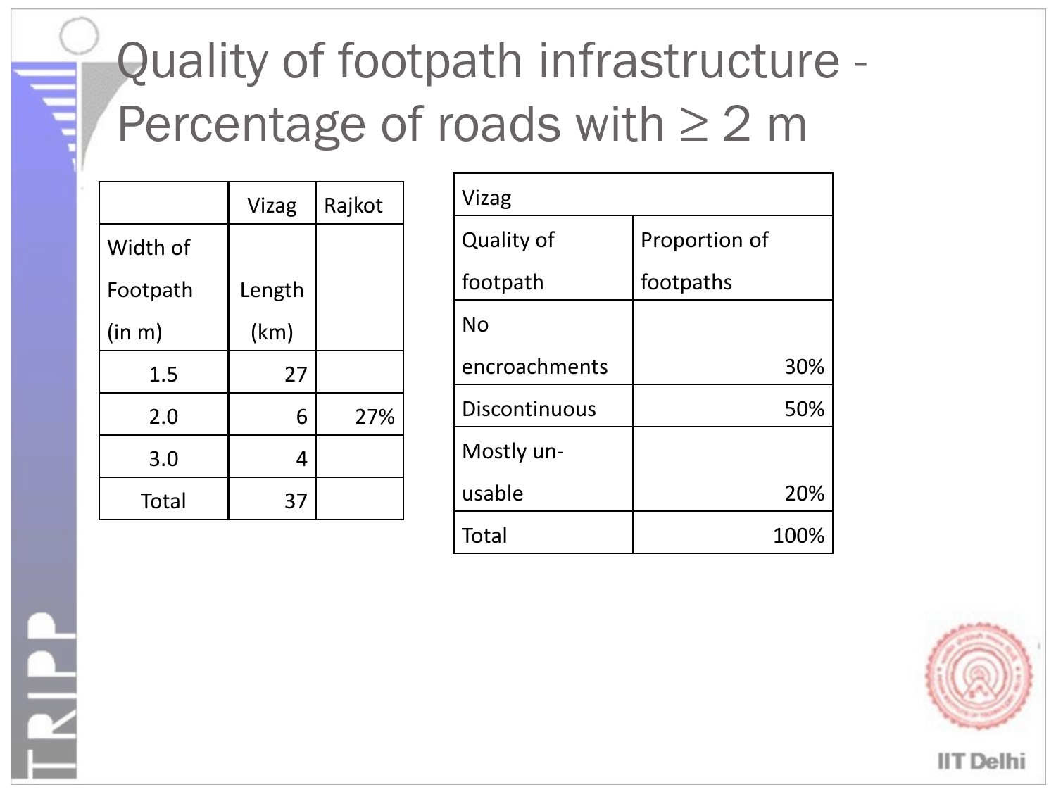# Quality of footpath infrastructure - Percentage of roads with ≥ 2 m

| | Vizag | Rajkot |
|---|---|---|
| Width of Footpath (in m) | Length (km) | |
| 1.5 | 27 | |
| 2.0 | 6 | 27% |
| 3.0 | 4 | |
| Total | 37 | |

| Vizag | |
|---|---|
| Quality of footpath | Proportion of footpaths |
| No encroachments | 30% |
| Discontinuous | 50% |
| Mostly un-usable | 20% |
| Total | 100% |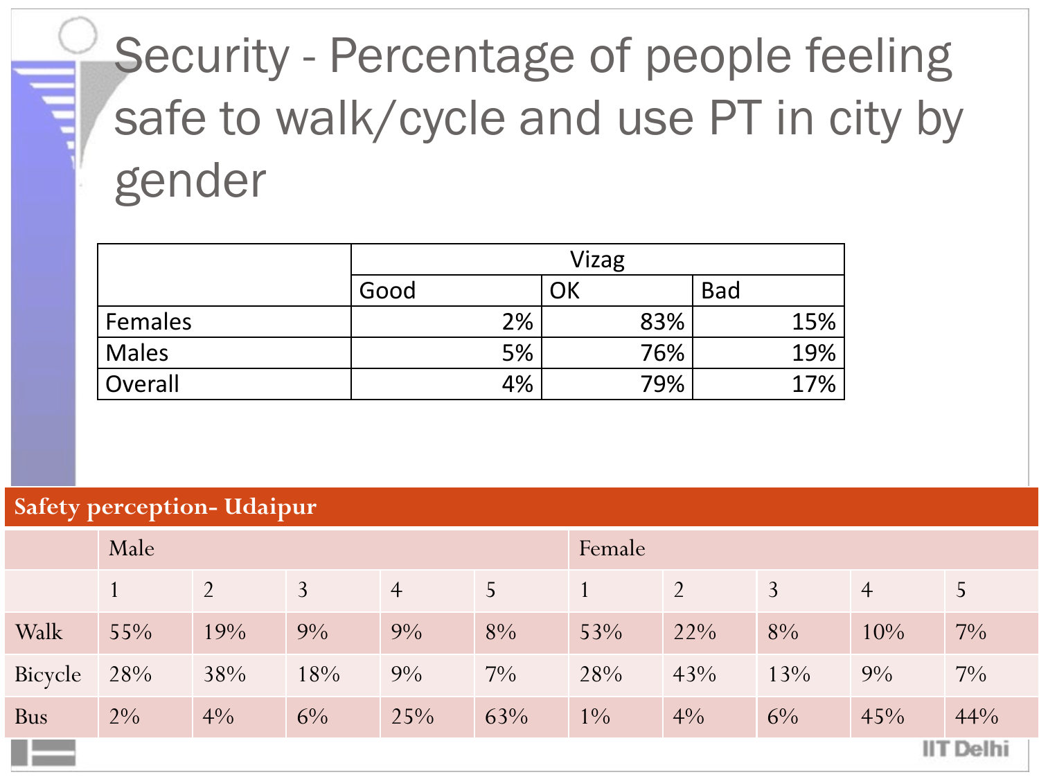# Security - Percentage of people feeling safe to walk/cycle and use PT in city by gender

| | Vizag | | |
|---|---|---|---|
| | Good | OK | Bad |
| Females | 2% | 83% | 15% |
| Males | 5% | 76% | 19% |
| Overall | 4% | 79% | 17% |

**Safety perception- Udaipur**

| | Male | | | | | Female | | | | |
|---|---|---|---|---|---|---|---|---|---|---|
| | 1 | 2 | 3 | 4 | 5 | 1 | 2 | 3 | 4 | 5 |
| Walk | 55% | 19% | 9% | 9% | 8% | 53% | 22% | 8% | 10% | 7% |
| Bicycle | 28% | 38% | 18% | 9% | 7% | 28% | 43% | 13% | 9% | 7% |
| Bus | 2% | 4% | 6% | 25% | 63% | 1% | 4% | 6% | 45% | 44% |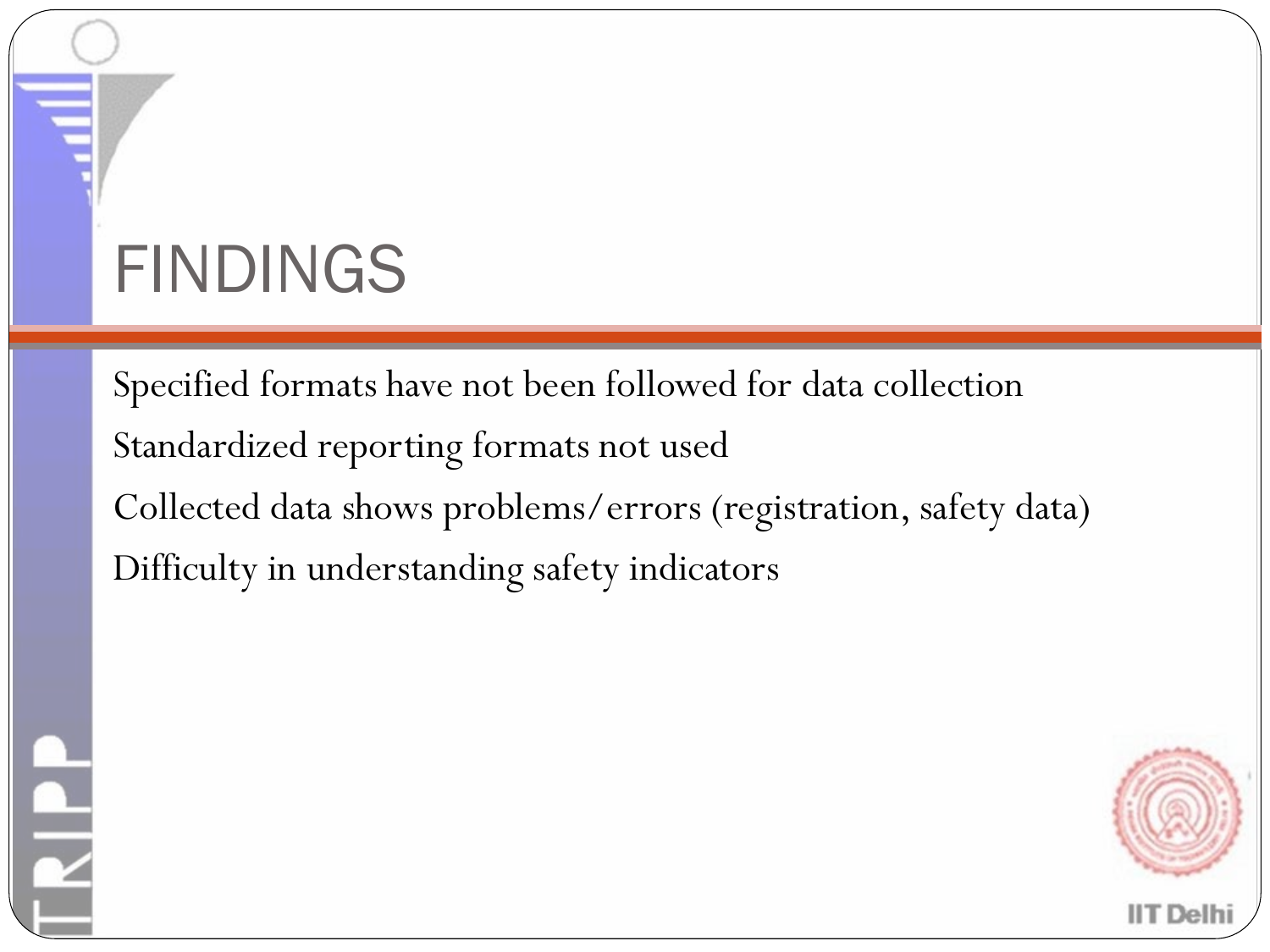# FINDINGS

Specified formats have not been followed for data collection

Standardized reporting formats not used

Collected data shows problems/errors (registration, safety data)

Difficulty in understanding safety indicators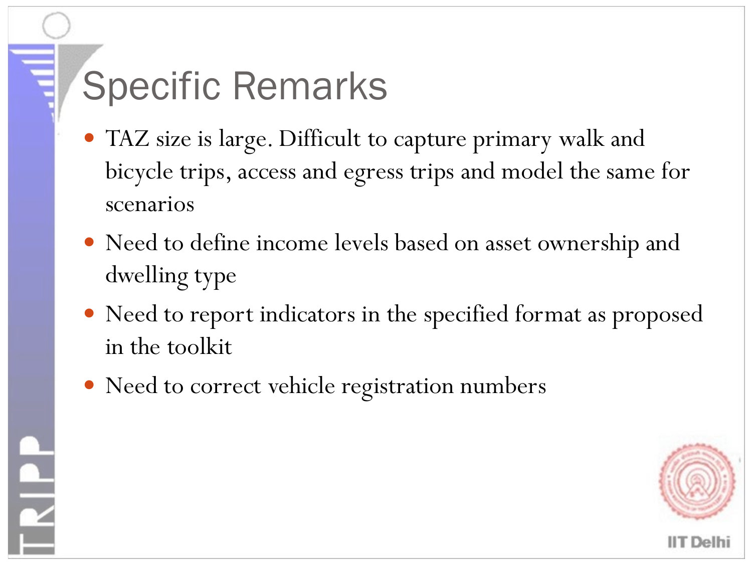# Specific Remarks

- TAZ size is large. Difficult to capture primary walk and bicycle trips, access and egress trips and model the same for scenarios
- Need to define income levels based on asset ownership and dwelling type
- Need to report indicators in the specified format as proposed in the toolkit
- Need to correct vehicle registration numbers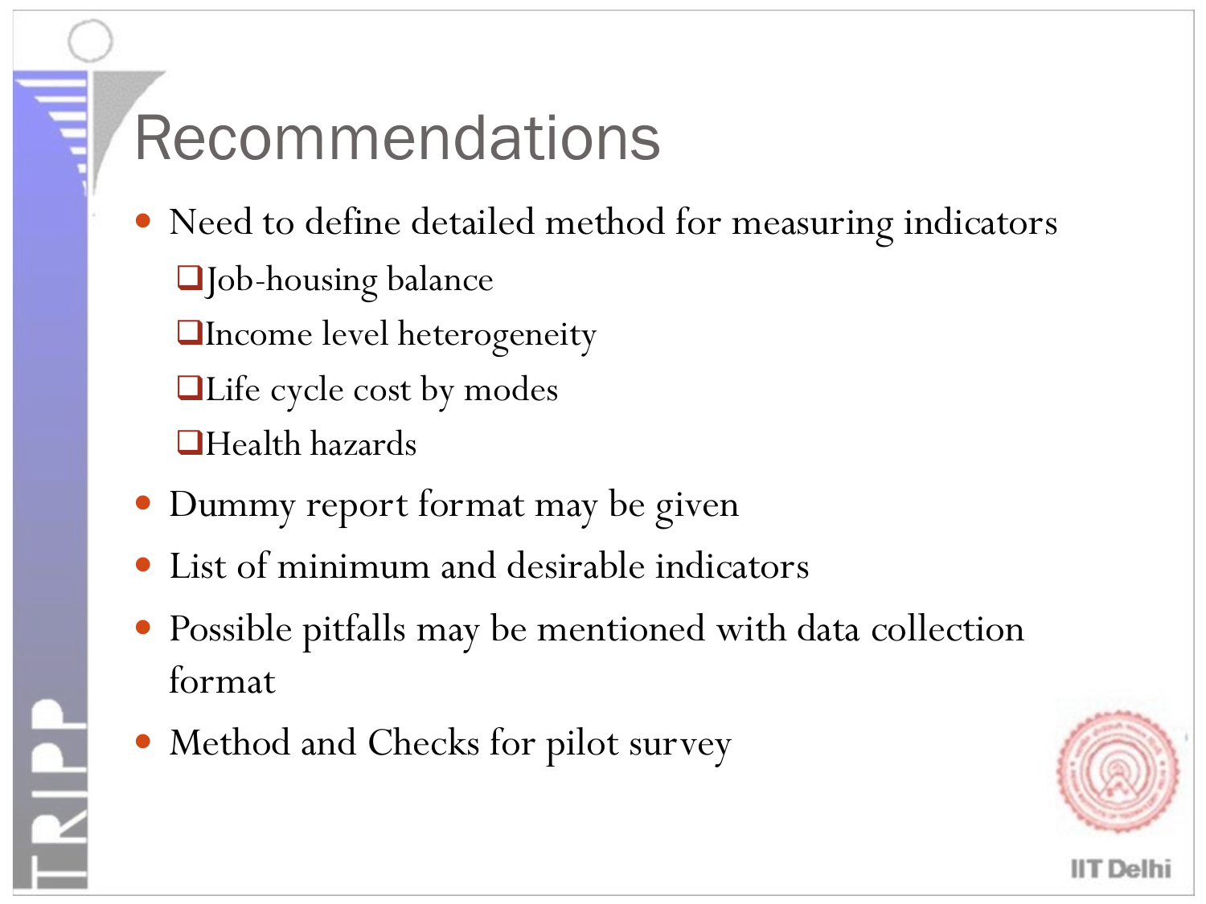# Recommendations

- Need to define detailed method for measuring indicators
  - Job-housing balance
  - Income level heterogeneity
  - Life cycle cost by modes
  - Health hazards
- Dummy report format may be given
- List of minimum and desirable indicators
- Possible pitfalls may be mentioned with data collection format
- Method and Checks for pilot survey